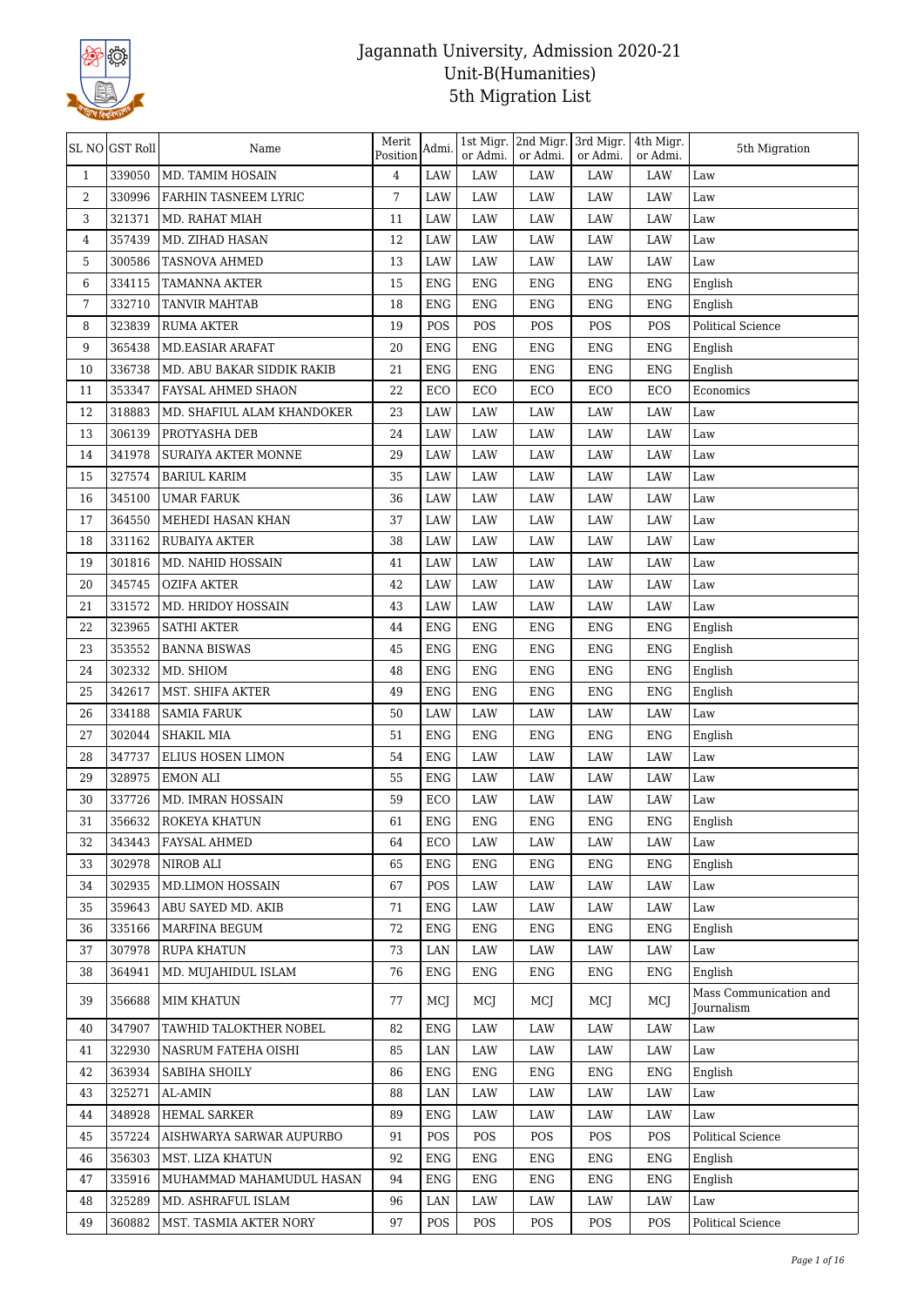# Jagannath University, Admission 2020-21
## Unit-B(Humanities)
## 5th Migration List

| SL NO | GST Roll | Name | Merit Position | Admi. | 1st Migr. or Admi. | 2nd Migr. or Admi. | 3rd Migr. or Admi. | 4th Migr. or Admi. | 5th Migration |
|---|---|---|---|---|---|---|---|---|---|
| 1 | 339050 | MD. TAMIM HOSAIN | 4 | LAW | LAW | LAW | LAW | LAW | Law |
| 2 | 330996 | FARHIN TASNEEM LYRIC | 7 | LAW | LAW | LAW | LAW | LAW | Law |
| 3 | 321371 | MD. RAHAT MIAH | 11 | LAW | LAW | LAW | LAW | LAW | Law |
| 4 | 357439 | MD. ZIHAD HASAN | 12 | LAW | LAW | LAW | LAW | LAW | Law |
| 5 | 300586 | TASNOVA AHMED | 13 | LAW | LAW | LAW | LAW | LAW | Law |
| 6 | 334115 | TAMANNA AKTER | 15 | ENG | ENG | ENG | ENG | ENG | English |
| 7 | 332710 | TANVIR MAHTAB | 18 | ENG | ENG | ENG | ENG | ENG | English |
| 8 | 323839 | RUMA AKTER | 19 | POS | POS | POS | POS | POS | Political Science |
| 9 | 365438 | MD.EASIAR ARAFAT | 20 | ENG | ENG | ENG | ENG | ENG | English |
| 10 | 336738 | MD. ABU BAKAR SIDDIK RAKIB | 21 | ENG | ENG | ENG | ENG | ENG | English |
| 11 | 353347 | FAYSAL AHMED SHAON | 22 | ECO | ECO | ECO | ECO | ECO | Economics |
| 12 | 318883 | MD. SHAFIUL ALAM KHANDOKER | 23 | LAW | LAW | LAW | LAW | LAW | Law |
| 13 | 306139 | PROTYASHA DEB | 24 | LAW | LAW | LAW | LAW | LAW | Law |
| 14 | 341978 | SURAIYA AKTER MONNE | 29 | LAW | LAW | LAW | LAW | LAW | Law |
| 15 | 327574 | BARIUL KARIM | 35 | LAW | LAW | LAW | LAW | LAW | Law |
| 16 | 345100 | UMAR FARUK | 36 | LAW | LAW | LAW | LAW | LAW | Law |
| 17 | 364550 | MEHEDI HASAN KHAN | 37 | LAW | LAW | LAW | LAW | LAW | Law |
| 18 | 331162 | RUBAIYA AKTER | 38 | LAW | LAW | LAW | LAW | LAW | Law |
| 19 | 301816 | MD. NAHID HOSSAIN | 41 | LAW | LAW | LAW | LAW | LAW | Law |
| 20 | 345745 | OZIFA AKTER | 42 | LAW | LAW | LAW | LAW | LAW | Law |
| 21 | 331572 | MD. HRIDOY HOSSAIN | 43 | LAW | LAW | LAW | LAW | LAW | Law |
| 22 | 323965 | SATHI AKTER | 44 | ENG | ENG | ENG | ENG | ENG | English |
| 23 | 353552 | BANNA BISWAS | 45 | ENG | ENG | ENG | ENG | ENG | English |
| 24 | 302332 | MD. SHIOM | 48 | ENG | ENG | ENG | ENG | ENG | English |
| 25 | 342617 | MST. SHIFA AKTER | 49 | ENG | ENG | ENG | ENG | ENG | English |
| 26 | 334188 | SAMIA FARUK | 50 | LAW | LAW | LAW | LAW | LAW | Law |
| 27 | 302044 | SHAKIL MIA | 51 | ENG | ENG | ENG | ENG | ENG | English |
| 28 | 347737 | ELIUS HOSEN LIMON | 54 | ENG | LAW | LAW | LAW | LAW | Law |
| 29 | 328975 | EMON ALI | 55 | ENG | LAW | LAW | LAW | LAW | Law |
| 30 | 337726 | MD. IMRAN HOSSAIN | 59 | ECO | LAW | LAW | LAW | LAW | Law |
| 31 | 356632 | ROKEYA KHATUN | 61 | ENG | ENG | ENG | ENG | ENG | English |
| 32 | 343443 | FAYSAL AHMED | 64 | ECO | LAW | LAW | LAW | LAW | Law |
| 33 | 302978 | NIROB ALI | 65 | ENG | ENG | ENG | ENG | ENG | English |
| 34 | 302935 | MD.LIMON HOSSAIN | 67 | POS | LAW | LAW | LAW | LAW | Law |
| 35 | 359643 | ABU SAYED MD. AKIB | 71 | ENG | LAW | LAW | LAW | LAW | Law |
| 36 | 335166 | MARFINA BEGUM | 72 | ENG | ENG | ENG | ENG | ENG | English |
| 37 | 307978 | RUPA KHATUN | 73 | LAN | LAW | LAW | LAW | LAW | Law |
| 38 | 364941 | MD. MUJAHIDUL ISLAM | 76 | ENG | ENG | ENG | ENG | ENG | English |
| 39 | 356688 | MIM KHATUN | 77 | MCJ | MCJ | MCJ | MCJ | MCJ | Mass Communication and Journalism |
| 40 | 347907 | TAWHID TALOKTHER NOBEL | 82 | ENG | LAW | LAW | LAW | LAW | Law |
| 41 | 322930 | NASRUM FATEHA OISHI | 85 | LAN | LAW | LAW | LAW | LAW | Law |
| 42 | 363934 | SABIHA SHOILY | 86 | ENG | ENG | ENG | ENG | ENG | English |
| 43 | 325271 | AL-AMIN | 88 | LAN | LAW | LAW | LAW | LAW | Law |
| 44 | 348928 | HEMAL SARKER | 89 | ENG | LAW | LAW | LAW | LAW | Law |
| 45 | 357224 | AISHWARYA SARWAR AUPURBO | 91 | POS | POS | POS | POS | POS | Political Science |
| 46 | 356303 | MST. LIZA KHATUN | 92 | ENG | ENG | ENG | ENG | ENG | English |
| 47 | 335916 | MUHAMMAD MAHAMUDUL HASAN | 94 | ENG | ENG | ENG | ENG | ENG | English |
| 48 | 325289 | MD. ASHRAFUL ISLAM | 96 | LAN | LAW | LAW | LAW | LAW | Law |
| 49 | 360882 | MST. TASMIA AKTER NORY | 97 | POS | POS | POS | POS | POS | Political Science |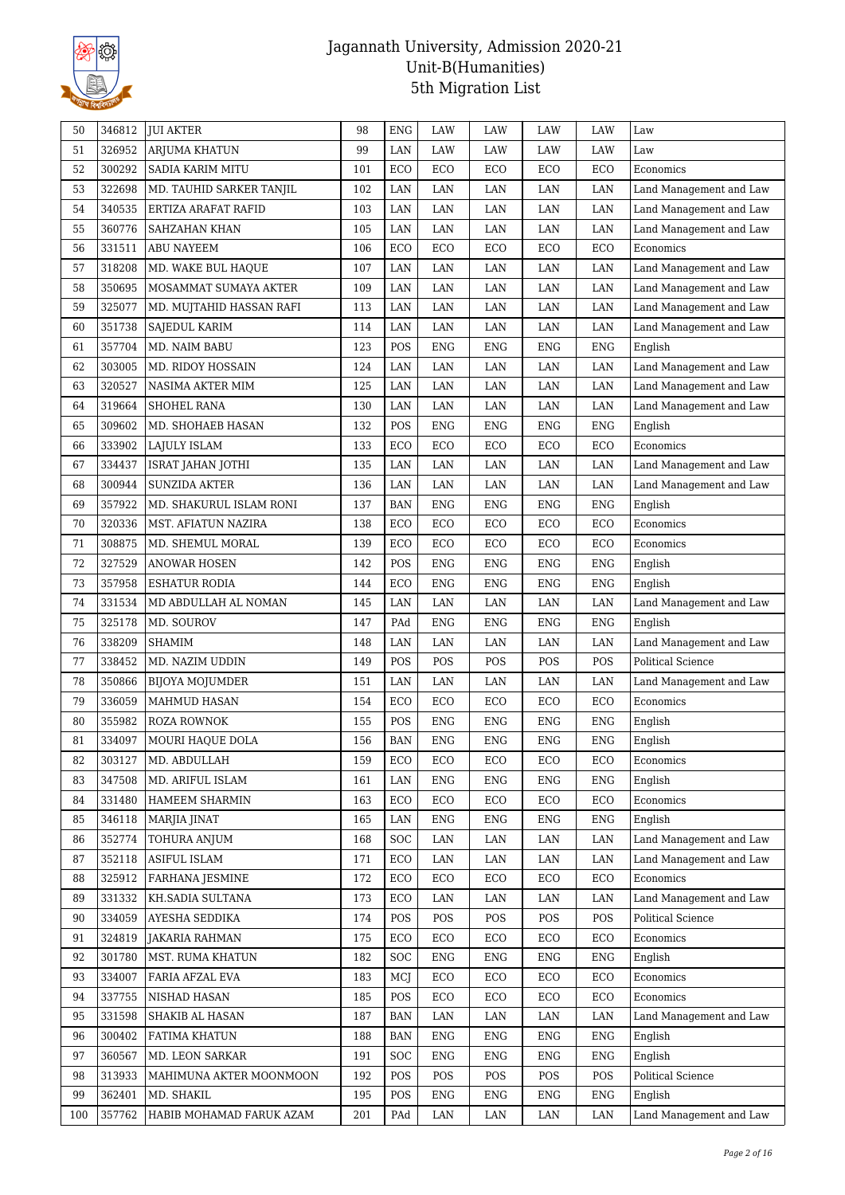# Jagannath University, Admission 2020-21
## Unit-B(Humanities)
## 5th Migration List

| | | | | | | | | | |
|---|---|---|---|---|---|---|---|---|---|
| 50 | 346812 | JUI AKTER | 98 | ENG | LAW | LAW | LAW | LAW | Law |
| 51 | 326952 | ARJUMA KHATUN | 99 | LAN | LAW | LAW | LAW | LAW | Law |
| 52 | 300292 | SADIA KARIM MITU | 101 | ECO | ECO | ECO | ECO | ECO | Economics |
| 53 | 322698 | MD. TAUHID SARKER TANJIL | 102 | LAN | LAN | LAN | LAN | LAN | Land Management and Law |
| 54 | 340535 | ERTIZA ARAFAT RAFID | 103 | LAN | LAN | LAN | LAN | LAN | Land Management and Law |
| 55 | 360776 | SAHZAHAN KHAN | 105 | LAN | LAN | LAN | LAN | LAN | Land Management and Law |
| 56 | 331511 | ABU NAYEEM | 106 | ECO | ECO | ECO | ECO | ECO | Economics |
| 57 | 318208 | MD. WAKE BUL HAQUE | 107 | LAN | LAN | LAN | LAN | LAN | Land Management and Law |
| 58 | 350695 | MOSAMMAT SUMAYA AKTER | 109 | LAN | LAN | LAN | LAN | LAN | Land Management and Law |
| 59 | 325077 | MD. MUJTAHID HASSAN RAFI | 113 | LAN | LAN | LAN | LAN | LAN | Land Management and Law |
| 60 | 351738 | SAJEDUL KARIM | 114 | LAN | LAN | LAN | LAN | LAN | Land Management and Law |
| 61 | 357704 | MD. NAIM BABU | 123 | POS | ENG | ENG | ENG | ENG | English |
| 62 | 303005 | MD. RIDOY HOSSAIN | 124 | LAN | LAN | LAN | LAN | LAN | Land Management and Law |
| 63 | 320527 | NASIMA AKTER MIM | 125 | LAN | LAN | LAN | LAN | LAN | Land Management and Law |
| 64 | 319664 | SHOHEL RANA | 130 | LAN | LAN | LAN | LAN | LAN | Land Management and Law |
| 65 | 309602 | MD. SHOHAEB HASAN | 132 | POS | ENG | ENG | ENG | ENG | English |
| 66 | 333902 | LAJULY ISLAM | 133 | ECO | ECO | ECO | ECO | ECO | Economics |
| 67 | 334437 | ISRAT JAHAN JOTHI | 135 | LAN | LAN | LAN | LAN | LAN | Land Management and Law |
| 68 | 300944 | SUNZIDA AKTER | 136 | LAN | LAN | LAN | LAN | LAN | Land Management and Law |
| 69 | 357922 | MD. SHAKURUL ISLAM RONI | 137 | BAN | ENG | ENG | ENG | ENG | English |
| 70 | 320336 | MST. AFIATUN NAZIRA | 138 | ECO | ECO | ECO | ECO | ECO | Economics |
| 71 | 308875 | MD. SHEMUL MORAL | 139 | ECO | ECO | ECO | ECO | ECO | Economics |
| 72 | 327529 | ANOWAR HOSEN | 142 | POS | ENG | ENG | ENG | ENG | English |
| 73 | 357958 | ESHATUR RODIA | 144 | ECO | ENG | ENG | ENG | ENG | English |
| 74 | 331534 | MD ABDULLAH AL NOMAN | 145 | LAN | LAN | LAN | LAN | LAN | Land Management and Law |
| 75 | 325178 | MD. SOUROV | 147 | PAd | ENG | ENG | ENG | ENG | English |
| 76 | 338209 | SHAMIM | 148 | LAN | LAN | LAN | LAN | LAN | Land Management and Law |
| 77 | 338452 | MD. NAZIM UDDIN | 149 | POS | POS | POS | POS | POS | Political Science |
| 78 | 350866 | BIJOYA MOJUMDER | 151 | LAN | LAN | LAN | LAN | LAN | Land Management and Law |
| 79 | 336059 | MAHMUD HASAN | 154 | ECO | ECO | ECO | ECO | ECO | Economics |
| 80 | 355982 | ROZA ROWNOK | 155 | POS | ENG | ENG | ENG | ENG | English |
| 81 | 334097 | MOURI HAQUE DOLA | 156 | BAN | ENG | ENG | ENG | ENG | English |
| 82 | 303127 | MD. ABDULLAH | 159 | ECO | ECO | ECO | ECO | ECO | Economics |
| 83 | 347508 | MD. ARIFUL ISLAM | 161 | LAN | ENG | ENG | ENG | ENG | English |
| 84 | 331480 | HAMEEM SHARMIN | 163 | ECO | ECO | ECO | ECO | ECO | Economics |
| 85 | 346118 | MARJIA JINAT | 165 | LAN | ENG | ENG | ENG | ENG | English |
| 86 | 352774 | TOHURA ANJUM | 168 | SOC | LAN | LAN | LAN | LAN | Land Management and Law |
| 87 | 352118 | ASIFUL ISLAM | 171 | ECO | LAN | LAN | LAN | LAN | Land Management and Law |
| 88 | 325912 | FARHANA JESMINE | 172 | ECO | ECO | ECO | ECO | ECO | Economics |
| 89 | 331332 | KH.SADIA SULTANA | 173 | ECO | LAN | LAN | LAN | LAN | Land Management and Law |
| 90 | 334059 | AYESHA SEDDIKA | 174 | POS | POS | POS | POS | POS | Political Science |
| 91 | 324819 | JAKARIA RAHMAN | 175 | ECO | ECO | ECO | ECO | ECO | Economics |
| 92 | 301780 | MST. RUMA KHATUN | 182 | SOC | ENG | ENG | ENG | ENG | English |
| 93 | 334007 | FARIA AFZAL EVA | 183 | MCJ | ECO | ECO | ECO | ECO | Economics |
| 94 | 337755 | NISHAD HASAN | 185 | POS | ECO | ECO | ECO | ECO | Economics |
| 95 | 331598 | SHAKIB AL HASAN | 187 | BAN | LAN | LAN | LAN | LAN | Land Management and Law |
| 96 | 300402 | FATIMA KHATUN | 188 | BAN | ENG | ENG | ENG | ENG | English |
| 97 | 360567 | MD. LEON SARKAR | 191 | SOC | ENG | ENG | ENG | ENG | English |
| 98 | 313933 | MAHIMUNA AKTER MOONMOON | 192 | POS | POS | POS | POS | POS | Political Science |
| 99 | 362401 | MD. SHAKIL | 195 | POS | ENG | ENG | ENG | ENG | English |
| 100 | 357762 | HABIB MOHAMAD FARUK AZAM | 201 | PAd | LAN | LAN | LAN | LAN | Land Management and Law |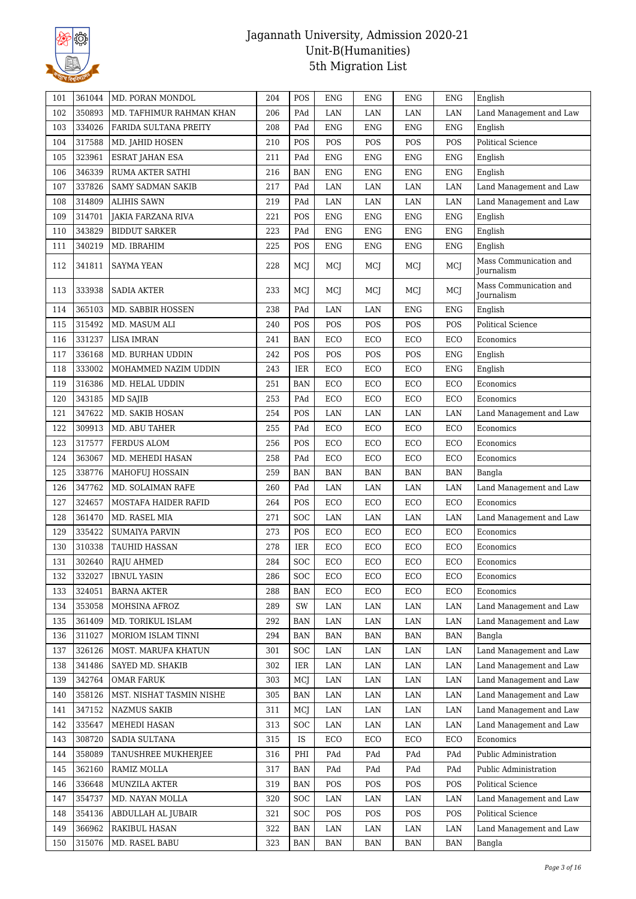# Jagannath University, Admission 2020-21
## Unit-B(Humanities)
## 5th Migration List

| | | | | | | | | | |
|---|---|---|---|---|---|---|---|---|---|
| 101 | 361044 | MD. PORAN MONDOL | 204 | POS | ENG | ENG | ENG | ENG | English |
| 102 | 350893 | MD. TAFHIMUR RAHMAN KHAN | 206 | PAd | LAN | LAN | LAN | LAN | Land Management and Law |
| 103 | 334026 | FARIDA SULTANA PREITY | 208 | PAd | ENG | ENG | ENG | ENG | English |
| 104 | 317588 | MD. JAHID HOSEN | 210 | POS | POS | POS | POS | POS | Political Science |
| 105 | 323961 | ESRAT JAHAN ESA | 211 | PAd | ENG | ENG | ENG | ENG | English |
| 106 | 346339 | RUMA AKTER SATHI | 216 | BAN | ENG | ENG | ENG | ENG | English |
| 107 | 337826 | SAMY SADMAN SAKIB | 217 | PAd | LAN | LAN | LAN | LAN | Land Management and Law |
| 108 | 314809 | ALIHIS SAWN | 219 | PAd | LAN | LAN | LAN | LAN | Land Management and Law |
| 109 | 314701 | JAKIA FARZANA RIVA | 221 | POS | ENG | ENG | ENG | ENG | English |
| 110 | 343829 | BIDDUT SARKER | 223 | PAd | ENG | ENG | ENG | ENG | English |
| 111 | 340219 | MD. IBRAHIM | 225 | POS | ENG | ENG | ENG | ENG | English |
| 112 | 341811 | SAYMA YEAN | 228 | MCJ | MCJ | MCJ | MCJ | MCJ | Mass Communication and Journalism |
| 113 | 333938 | SADIA AKTER | 233 | MCJ | MCJ | MCJ | MCJ | MCJ | Mass Communication and Journalism |
| 114 | 365103 | MD. SABBIR HOSSEN | 238 | PAd | LAN | LAN | ENG | ENG | English |
| 115 | 315492 | MD. MASUM ALI | 240 | POS | POS | POS | POS | POS | Political Science |
| 116 | 331237 | LISA IMRAN | 241 | BAN | ECO | ECO | ECO | ECO | Economics |
| 117 | 336168 | MD. BURHAN UDDIN | 242 | POS | POS | POS | POS | ENG | English |
| 118 | 333002 | MOHAMMED NAZIM UDDIN | 243 | IER | ECO | ECO | ECO | ENG | English |
| 119 | 316386 | MD. HELAL UDDIN | 251 | BAN | ECO | ECO | ECO | ECO | Economics |
| 120 | 343185 | MD SAJIB | 253 | PAd | ECO | ECO | ECO | ECO | Economics |
| 121 | 347622 | MD. SAKIB HOSAN | 254 | POS | LAN | LAN | LAN | LAN | Land Management and Law |
| 122 | 309913 | MD. ABU TAHER | 255 | PAd | ECO | ECO | ECO | ECO | Economics |
| 123 | 317577 | FERDUS ALOM | 256 | POS | ECO | ECO | ECO | ECO | Economics |
| 124 | 363067 | MD. MEHEDI HASAN | 258 | PAd | ECO | ECO | ECO | ECO | Economics |
| 125 | 338776 | MAHOFUJ HOSSAIN | 259 | BAN | BAN | BAN | BAN | BAN | Bangla |
| 126 | 347762 | MD. SOLAIMAN RAFE | 260 | PAd | LAN | LAN | LAN | LAN | Land Management and Law |
| 127 | 324657 | MOSTAFA HAIDER RAFID | 264 | POS | ECO | ECO | ECO | ECO | Economics |
| 128 | 361470 | MD. RASEL MIA | 271 | SOC | LAN | LAN | LAN | LAN | Land Management and Law |
| 129 | 335422 | SUMAIYA PARVIN | 273 | POS | ECO | ECO | ECO | ECO | Economics |
| 130 | 310338 | TAUHID HASSAN | 278 | IER | ECO | ECO | ECO | ECO | Economics |
| 131 | 302640 | RAJU AHMED | 284 | SOC | ECO | ECO | ECO | ECO | Economics |
| 132 | 332027 | IBNUL YASIN | 286 | SOC | ECO | ECO | ECO | ECO | Economics |
| 133 | 324051 | BARNA AKTER | 288 | BAN | ECO | ECO | ECO | ECO | Economics |
| 134 | 353058 | MOHSINA AFROZ | 289 | SW | LAN | LAN | LAN | LAN | Land Management and Law |
| 135 | 361409 | MD. TORIKUL ISLAM | 292 | BAN | LAN | LAN | LAN | LAN | Land Management and Law |
| 136 | 311027 | MORIOM ISLAM TINNI | 294 | BAN | BAN | BAN | BAN | BAN | Bangla |
| 137 | 326126 | MOST. MARUFA KHATUN | 301 | SOC | LAN | LAN | LAN | LAN | Land Management and Law |
| 138 | 341486 | SAYED MD. SHAKIB | 302 | IER | LAN | LAN | LAN | LAN | Land Management and Law |
| 139 | 342764 | OMAR FARUK | 303 | MCJ | LAN | LAN | LAN | LAN | Land Management and Law |
| 140 | 358126 | MST. NISHAT TASMIN NISHE | 305 | BAN | LAN | LAN | LAN | LAN | Land Management and Law |
| 141 | 347152 | NAZMUS SAKIB | 311 | MCJ | LAN | LAN | LAN | LAN | Land Management and Law |
| 142 | 335647 | MEHEDI HASAN | 313 | SOC | LAN | LAN | LAN | LAN | Land Management and Law |
| 143 | 308720 | SADIA SULTANA | 315 | IS | ECO | ECO | ECO | ECO | Economics |
| 144 | 358089 | TANUSHREE MUKHERJEE | 316 | PHI | PAd | PAd | PAd | PAd | Public Administration |
| 145 | 362160 | RAMIZ MOLLA | 317 | BAN | PAd | PAd | PAd | PAd | Public Administration |
| 146 | 336648 | MUNZILA AKTER | 319 | BAN | POS | POS | POS | POS | Political Science |
| 147 | 354737 | MD. NAYAN MOLLA | 320 | SOC | LAN | LAN | LAN | LAN | Land Management and Law |
| 148 | 354136 | ABDULLAH AL JUBAIR | 321 | SOC | POS | POS | POS | POS | Political Science |
| 149 | 366962 | RAKIBUL HASAN | 322 | BAN | LAN | LAN | LAN | LAN | Land Management and Law |
| 150 | 315076 | MD. RASEL BABU | 323 | BAN | BAN | BAN | BAN | BAN | Bangla |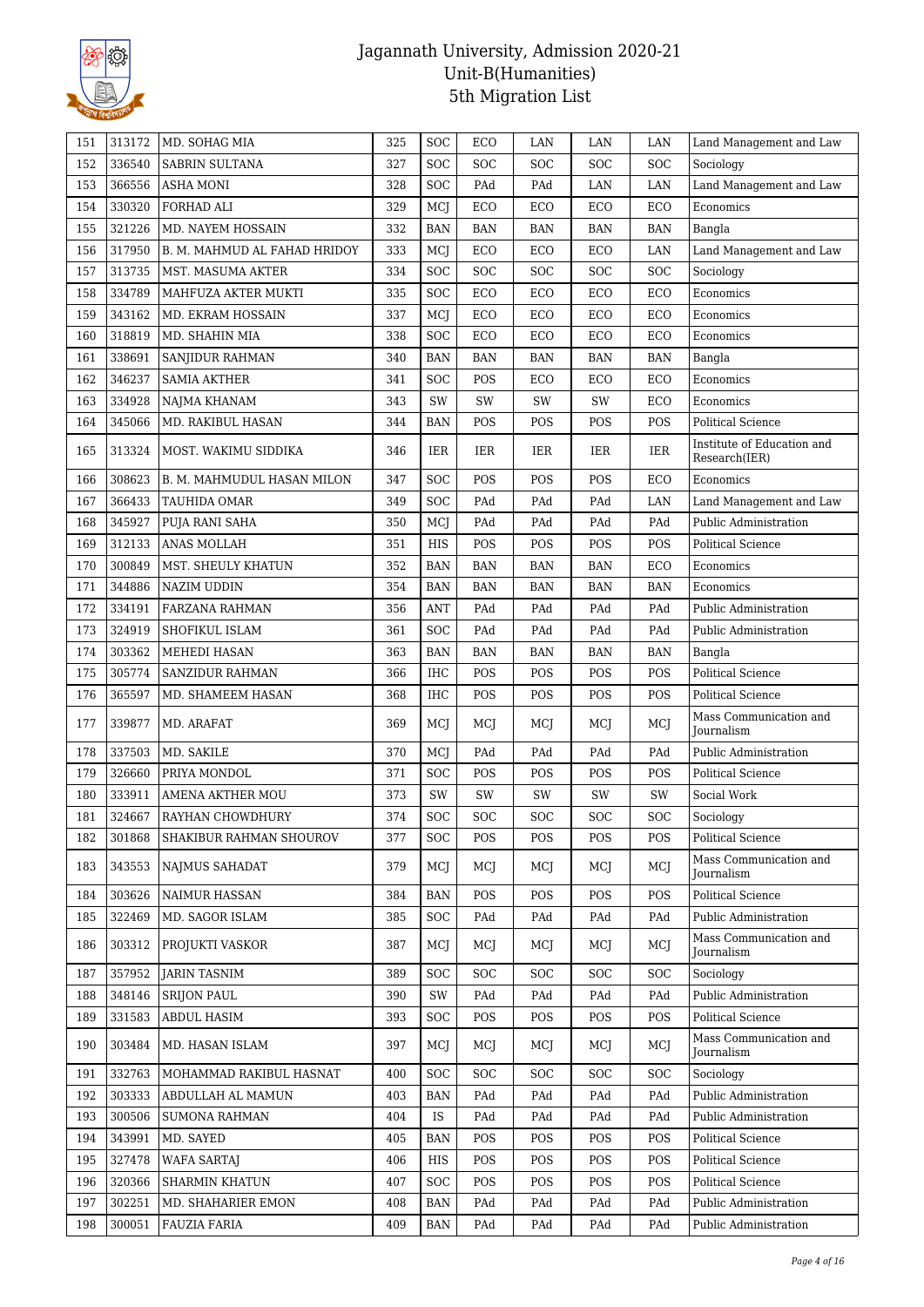# Jagannath University, Admission 2020-21
## Unit-B(Humanities)
## 5th Migration List

| 151 | 313172 | MD. SOHAG MIA | 325 | SOC | ECO | LAN | LAN | LAN | Land Management and Law |
|---|---|---|---|---|---|---|---|---|---|
| 152 | 336540 | SABRIN SULTANA | 327 | SOC | SOC | SOC | SOC | SOC | Sociology |
| 153 | 366556 | ASHA MONI | 328 | SOC | PAd | PAd | LAN | LAN | Land Management and Law |
| 154 | 330320 | FORHAD ALI | 329 | MCJ | ECO | ECO | ECO | ECO | Economics |
| 155 | 321226 | MD. NAYEM HOSSAIN | 332 | BAN | BAN | BAN | BAN | BAN | Bangla |
| 156 | 317950 | B. M. MAHMUD AL FAHAD HRIDOY | 333 | MCJ | ECO | ECO | ECO | LAN | Land Management and Law |
| 157 | 313735 | MST. MASUMA AKTER | 334 | SOC | SOC | SOC | SOC | SOC | Sociology |
| 158 | 334789 | MAHFUZA AKTER MUKTI | 335 | SOC | ECO | ECO | ECO | ECO | Economics |
| 159 | 343162 | MD. EKRAM HOSSAIN | 337 | MCJ | ECO | ECO | ECO | ECO | Economics |
| 160 | 318819 | MD. SHAHIN MIA | 338 | SOC | ECO | ECO | ECO | ECO | Economics |
| 161 | 338691 | SANJIDUR RAHMAN | 340 | BAN | BAN | BAN | BAN | BAN | Bangla |
| 162 | 346237 | SAMIA AKTHER | 341 | SOC | POS | ECO | ECO | ECO | Economics |
| 163 | 334928 | NAJMA KHANAM | 343 | SW | SW | SW | SW | ECO | Economics |
| 164 | 345066 | MD. RAKIBUL HASAN | 344 | BAN | POS | POS | POS | POS | Political Science |
| 165 | 313324 | MOST. WAKIMU SIDDIKA | 346 | IER | IER | IER | IER | IER | Institute of Education and Research(IER) |
| 166 | 308623 | B. M. MAHMUDUL HASAN MILON | 347 | SOC | POS | POS | POS | ECO | Economics |
| 167 | 366433 | TAUHIDA OMAR | 349 | SOC | PAd | PAd | PAd | LAN | Land Management and Law |
| 168 | 345927 | PUJA RANI SAHA | 350 | MCJ | PAd | PAd | PAd | PAd | Public Administration |
| 169 | 312133 | ANAS MOLLAH | 351 | HIS | POS | POS | POS | POS | Political Science |
| 170 | 300849 | MST. SHEULY KHATUN | 352 | BAN | BAN | BAN | BAN | ECO | Economics |
| 171 | 344886 | NAZIM UDDIN | 354 | BAN | BAN | BAN | BAN | BAN | Economics |
| 172 | 334191 | FARZANA RAHMAN | 356 | ANT | PAd | PAd | PAd | PAd | Public Administration |
| 173 | 324919 | SHOFIKUL ISLAM | 361 | SOC | PAd | PAd | PAd | PAd | Public Administration |
| 174 | 303362 | MEHEDI HASAN | 363 | BAN | BAN | BAN | BAN | BAN | Bangla |
| 175 | 305774 | SANZIDUR RAHMAN | 366 | IHC | POS | POS | POS | POS | Political Science |
| 176 | 365597 | MD. SHAMEEM HASAN | 368 | IHC | POS | POS | POS | POS | Political Science |
| 177 | 339877 | MD. ARAFAT | 369 | MCJ | MCJ | MCJ | MCJ | MCJ | Mass Communication and Journalism |
| 178 | 337503 | MD. SAKILE | 370 | MCJ | PAd | PAd | PAd | PAd | Public Administration |
| 179 | 326660 | PRIYA MONDOL | 371 | SOC | POS | POS | POS | POS | Political Science |
| 180 | 333911 | AMENA AKTHER MOU | 373 | SW | SW | SW | SW | SW | Social Work |
| 181 | 324667 | RAYHAN CHOWDHURY | 374 | SOC | SOC | SOC | SOC | SOC | Sociology |
| 182 | 301868 | SHAKIBUR RAHMAN SHOUROV | 377 | SOC | POS | POS | POS | POS | Political Science |
| 183 | 343553 | NAJMUS SAHADAT | 379 | MCJ | MCJ | MCJ | MCJ | MCJ | Mass Communication and Journalism |
| 184 | 303626 | NAIMUR HASSAN | 384 | BAN | POS | POS | POS | POS | Political Science |
| 185 | 322469 | MD. SAGOR ISLAM | 385 | SOC | PAd | PAd | PAd | PAd | Public Administration |
| 186 | 303312 | PROJUKTI VASKOR | 387 | MCJ | MCJ | MCJ | MCJ | MCJ | Mass Communication and Journalism |
| 187 | 357952 | JARIN TASNIM | 389 | SOC | SOC | SOC | SOC | SOC | Sociology |
| 188 | 348146 | SRIJON PAUL | 390 | SW | PAd | PAd | PAd | PAd | Public Administration |
| 189 | 331583 | ABDUL HASIM | 393 | SOC | POS | POS | POS | POS | Political Science |
| 190 | 303484 | MD. HASAN ISLAM | 397 | MCJ | MCJ | MCJ | MCJ | MCJ | Mass Communication and Journalism |
| 191 | 332763 | MOHAMMAD RAKIBUL HASNAT | 400 | SOC | SOC | SOC | SOC | SOC | Sociology |
| 192 | 303333 | ABDULLAH AL MAMUN | 403 | BAN | PAd | PAd | PAd | PAd | Public Administration |
| 193 | 300506 | SUMONA RAHMAN | 404 | IS | PAd | PAd | PAd | PAd | Public Administration |
| 194 | 343991 | MD. SAYED | 405 | BAN | POS | POS | POS | POS | Political Science |
| 195 | 327478 | WAFA SARTAJ | 406 | HIS | POS | POS | POS | POS | Political Science |
| 196 | 320366 | SHARMIN KHATUN | 407 | SOC | POS | POS | POS | POS | Political Science |
| 197 | 302251 | MD. SHAHARIER EMON | 408 | BAN | PAd | PAd | PAd | PAd | Public Administration |
| 198 | 300051 | FAUZIA FARIA | 409 | BAN | PAd | PAd | PAd | PAd | Public Administration |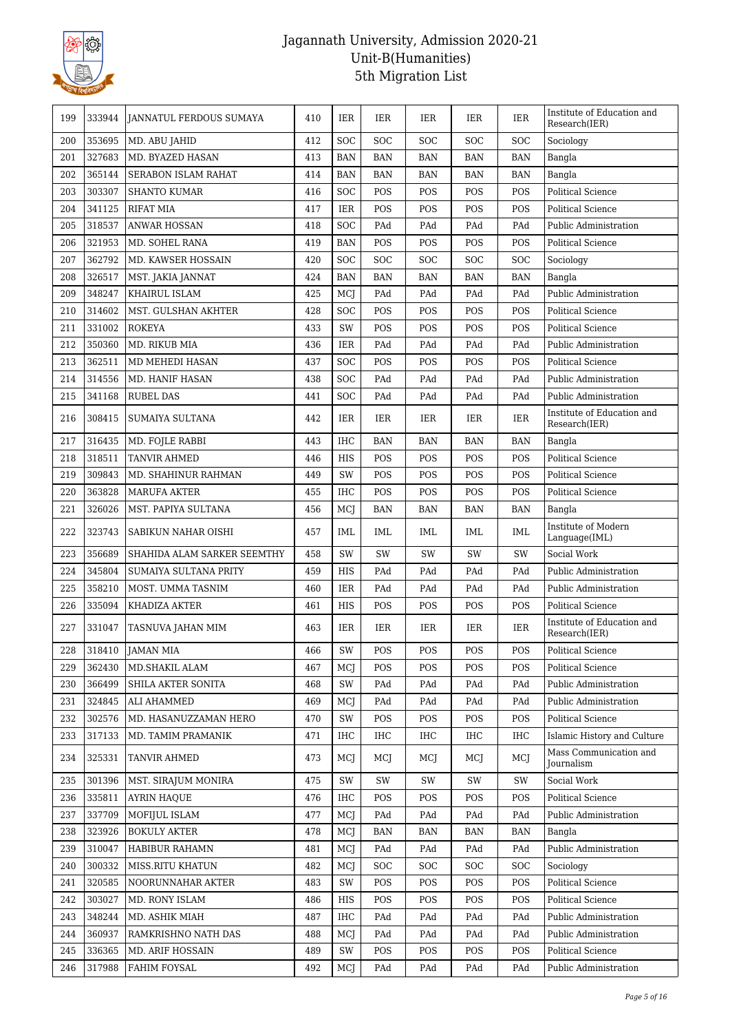# Jagannath University, Admission 2020-21
## Unit-B(Humanities)
## 5th Migration List

| | | | | | | | | | |
|---|---|---|---|---|---|---|---|---|---|
| 199 | 333944 | JANNATUL FERDOUS SUMAYA | 410 | IER | IER | IER | IER | IER | Institute of Education and Research(IER) |
| 200 | 353695 | MD. ABU JAHID | 412 | SOC | SOC | SOC | SOC | SOC | Sociology |
| 201 | 327683 | MD. BYAZED HASAN | 413 | BAN | BAN | BAN | BAN | BAN | Bangla |
| 202 | 365144 | SERABON ISLAM RAHAT | 414 | BAN | BAN | BAN | BAN | BAN | Bangla |
| 203 | 303307 | SHANTO KUMAR | 416 | SOC | POS | POS | POS | POS | Political Science |
| 204 | 341125 | RIFAT MIA | 417 | IER | POS | POS | POS | POS | Political Science |
| 205 | 318537 | ANWAR HOSSAN | 418 | SOC | PAd | PAd | PAd | PAd | Public Administration |
| 206 | 321953 | MD. SOHEL RANA | 419 | BAN | POS | POS | POS | POS | Political Science |
| 207 | 362792 | MD. KAWSER HOSSAIN | 420 | SOC | SOC | SOC | SOC | SOC | Sociology |
| 208 | 326517 | MST. JAKIA JANNAT | 424 | BAN | BAN | BAN | BAN | BAN | Bangla |
| 209 | 348247 | KHAIRUL ISLAM | 425 | MCJ | PAd | PAd | PAd | PAd | Public Administration |
| 210 | 314602 | MST. GULSHAN AKHTER | 428 | SOC | POS | POS | POS | POS | Political Science |
| 211 | 331002 | ROKEYA | 433 | SW | POS | POS | POS | POS | Political Science |
| 212 | 350360 | MD. RIKUB MIA | 436 | IER | PAd | PAd | PAd | PAd | Public Administration |
| 213 | 362511 | MD MEHEDI HASAN | 437 | SOC | POS | POS | POS | POS | Political Science |
| 214 | 314556 | MD. HANIF HASAN | 438 | SOC | PAd | PAd | PAd | PAd | Public Administration |
| 215 | 341168 | RUBEL DAS | 441 | SOC | PAd | PAd | PAd | PAd | Public Administration |
| 216 | 308415 | SUMAIYA SULTANA | 442 | IER | IER | IER | IER | IER | Institute of Education and Research(IER) |
| 217 | 316435 | MD. FOJLE RABBI | 443 | IHC | BAN | BAN | BAN | BAN | Bangla |
| 218 | 318511 | TANVIR AHMED | 446 | HIS | POS | POS | POS | POS | Political Science |
| 219 | 309843 | MD. SHAHINUR RAHMAN | 449 | SW | POS | POS | POS | POS | Political Science |
| 220 | 363828 | MARUFA AKTER | 455 | IHC | POS | POS | POS | POS | Political Science |
| 221 | 326026 | MST. PAPIYA SULTANA | 456 | MCJ | BAN | BAN | BAN | BAN | Bangla |
| 222 | 323743 | SABIKUN NAHAR OISHI | 457 | IML | IML | IML | IML | IML | Institute of Modern Language(IML) |
| 223 | 356689 | SHAHIDA ALAM SARKER SEEMTHY | 458 | SW | SW | SW | SW | SW | Social Work |
| 224 | 345804 | SUMAIYA SULTANA PRITY | 459 | HIS | PAd | PAd | PAd | PAd | Public Administration |
| 225 | 358210 | MOST. UMMA TASNIM | 460 | IER | PAd | PAd | PAd | PAd | Public Administration |
| 226 | 335094 | KHADIZA AKTER | 461 | HIS | POS | POS | POS | POS | Political Science |
| 227 | 331047 | TASNUVA JAHAN MIM | 463 | IER | IER | IER | IER | IER | Institute of Education and Research(IER) |
| 228 | 318410 | JAMAN MIA | 466 | SW | POS | POS | POS | POS | Political Science |
| 229 | 362430 | MD.SHAKIL ALAM | 467 | MCJ | POS | POS | POS | POS | Political Science |
| 230 | 366499 | SHILA AKTER SONITA | 468 | SW | PAd | PAd | PAd | PAd | Public Administration |
| 231 | 324845 | ALI AHAMMED | 469 | MCJ | PAd | PAd | PAd | PAd | Public Administration |
| 232 | 302576 | MD. HASANUZZAMAN HERO | 470 | SW | POS | POS | POS | POS | Political Science |
| 233 | 317133 | MD. TAMIM PRAMANIK | 471 | IHC | IHC | IHC | IHC | IHC | Islamic History and Culture |
| 234 | 325331 | TANVIR AHMED | 473 | MCJ | MCJ | MCJ | MCJ | MCJ | Mass Communication and Journalism |
| 235 | 301396 | MST. SIRAJUM MONIRA | 475 | SW | SW | SW | SW | SW | Social Work |
| 236 | 335811 | AYRIN HAQUE | 476 | IHC | POS | POS | POS | POS | Political Science |
| 237 | 337709 | MOFIJUL ISLAM | 477 | MCJ | PAd | PAd | PAd | PAd | Public Administration |
| 238 | 323926 | BOKULY AKTER | 478 | MCJ | BAN | BAN | BAN | BAN | Bangla |
| 239 | 310047 | HABIBUR RAHAMN | 481 | MCJ | PAd | PAd | PAd | PAd | Public Administration |
| 240 | 300332 | MISS.RITU KHATUN | 482 | MCJ | SOC | SOC | SOC | SOC | Sociology |
| 241 | 320585 | NOORUNNAHAR AKTER | 483 | SW | POS | POS | POS | POS | Political Science |
| 242 | 303027 | MD. RONY ISLAM | 486 | HIS | POS | POS | POS | POS | Political Science |
| 243 | 348244 | MD. ASHIK MIAH | 487 | IHC | PAd | PAd | PAd | PAd | Public Administration |
| 244 | 360937 | RAMKRISHNO NATH DAS | 488 | MCJ | PAd | PAd | PAd | PAd | Public Administration |
| 245 | 336365 | MD. ARIF HOSSAIN | 489 | SW | POS | POS | POS | POS | Political Science |
| 246 | 317988 | FAHIM FOYSAL | 492 | MCJ | PAd | PAd | PAd | PAd | Public Administration |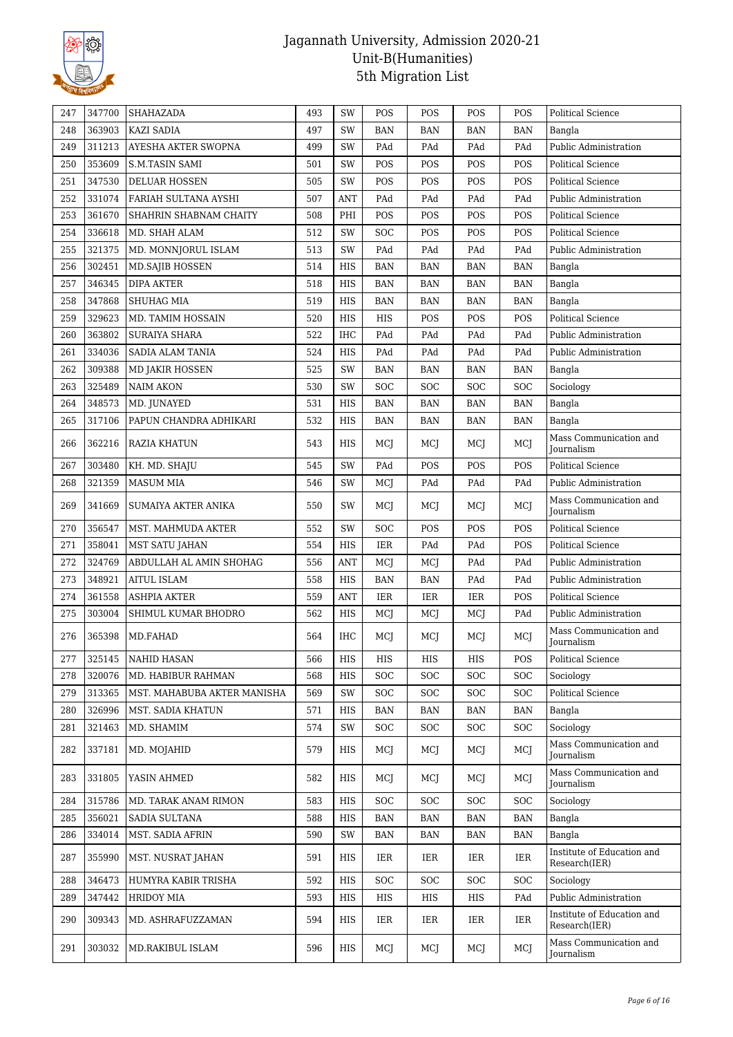# Jagannath University, Admission 2020-21
## Unit-B(Humanities)
### 5th Migration List

| | | | | | | | | | |
|---|---|---|---|---|---|---|---|---|---|
| 247 | 347700 | SHAHAZADA | 493 | SW | POS | POS | POS | POS | Political Science |
| 248 | 363903 | KAZI SADIA | 497 | SW | BAN | BAN | BAN | BAN | Bangla |
| 249 | 311213 | AYESHA AKTER SWOPNA | 499 | SW | PAd | PAd | PAd | PAd | Public Administration |
| 250 | 353609 | S.M.TASIN SAMI | 501 | SW | POS | POS | POS | POS | Political Science |
| 251 | 347530 | DELUAR HOSSEN | 505 | SW | POS | POS | POS | POS | Political Science |
| 252 | 331074 | FARIAH SULTANA AYSHI | 507 | ANT | PAd | PAd | PAd | PAd | Public Administration |
| 253 | 361670 | SHAHRIN SHABNAM CHAITY | 508 | PHI | POS | POS | POS | POS | Political Science |
| 254 | 336618 | MD. SHAH ALAM | 512 | SW | SOC | POS | POS | POS | Political Science |
| 255 | 321375 | MD. MONNJORUL ISLAM | 513 | SW | PAd | PAd | PAd | PAd | Public Administration |
| 256 | 302451 | MD.SAJIB HOSSEN | 514 | HIS | BAN | BAN | BAN | BAN | Bangla |
| 257 | 346345 | DIPA AKTER | 518 | HIS | BAN | BAN | BAN | BAN | Bangla |
| 258 | 347868 | SHUHAG MIA | 519 | HIS | BAN | BAN | BAN | BAN | Bangla |
| 259 | 329623 | MD. TAMIM HOSSAIN | 520 | HIS | HIS | POS | POS | POS | Political Science |
| 260 | 363802 | SURAIYA SHARA | 522 | IHC | PAd | PAd | PAd | PAd | Public Administration |
| 261 | 334036 | SADIA ALAM TANIA | 524 | HIS | PAd | PAd | PAd | PAd | Public Administration |
| 262 | 309388 | MD JAKIR HOSSEN | 525 | SW | BAN | BAN | BAN | BAN | Bangla |
| 263 | 325489 | NAIM AKON | 530 | SW | SOC | SOC | SOC | SOC | Sociology |
| 264 | 348573 | MD. JUNAYED | 531 | HIS | BAN | BAN | BAN | BAN | Bangla |
| 265 | 317106 | PAPUN CHANDRA ADHIKARI | 532 | HIS | BAN | BAN | BAN | BAN | Bangla |
| 266 | 362216 | RAZIA KHATUN | 543 | HIS | MCJ | MCJ | MCJ | MCJ | Mass Communication and Journalism |
| 267 | 303480 | KH. MD. SHAJU | 545 | SW | PAd | POS | POS | POS | Political Science |
| 268 | 321359 | MASUM MIA | 546 | SW | MCJ | PAd | PAd | PAd | Public Administration |
| 269 | 341669 | SUMAIYA AKTER ANIKA | 550 | SW | MCJ | MCJ | MCJ | MCJ | Mass Communication and Journalism |
| 270 | 356547 | MST. MAHMUDA AKTER | 552 | SW | SOC | POS | POS | POS | Political Science |
| 271 | 358041 | MST SATU JAHAN | 554 | HIS | IER | PAd | PAd | POS | Political Science |
| 272 | 324769 | ABDULLAH AL AMIN SHOHAG | 556 | ANT | MCJ | MCJ | PAd | PAd | Public Administration |
| 273 | 348921 | AITUL ISLAM | 558 | HIS | BAN | BAN | PAd | PAd | Public Administration |
| 274 | 361558 | ASHPIA AKTER | 559 | ANT | IER | IER | IER | POS | Political Science |
| 275 | 303004 | SHIMUL KUMAR BHODRO | 562 | HIS | MCJ | MCJ | MCJ | PAd | Public Administration |
| 276 | 365398 | MD.FAHAD | 564 | IHC | MCJ | MCJ | MCJ | MCJ | Mass Communication and Journalism |
| 277 | 325145 | NAHID HASAN | 566 | HIS | HIS | HIS | HIS | POS | Political Science |
| 278 | 320076 | MD. HABIBUR RAHMAN | 568 | HIS | SOC | SOC | SOC | SOC | Sociology |
| 279 | 313365 | MST. MAHABUBA AKTER MANISHA | 569 | SW | SOC | SOC | SOC | SOC | Political Science |
| 280 | 326996 | MST. SADIA KHATUN | 571 | HIS | BAN | BAN | BAN | BAN | Bangla |
| 281 | 321463 | MD. SHAMIM | 574 | SW | SOC | SOC | SOC | SOC | Sociology |
| 282 | 337181 | MD. MOJAHID | 579 | HIS | MCJ | MCJ | MCJ | MCJ | Mass Communication and Journalism |
| 283 | 331805 | YASIN AHMED | 582 | HIS | MCJ | MCJ | MCJ | MCJ | Mass Communication and Journalism |
| 284 | 315786 | MD. TARAK ANAM RIMON | 583 | HIS | SOC | SOC | SOC | SOC | Sociology |
| 285 | 356021 | SADIA SULTANA | 588 | HIS | BAN | BAN | BAN | BAN | Bangla |
| 286 | 334014 | MST. SADIA AFRIN | 590 | SW | BAN | BAN | BAN | BAN | Bangla |
| 287 | 355990 | MST. NUSRAT JAHAN | 591 | HIS | IER | IER | IER | IER | Institute of Education and Research(IER) |
| 288 | 346473 | HUMYRA KABIR TRISHA | 592 | HIS | SOC | SOC | SOC | SOC | Sociology |
| 289 | 347442 | HRIDOY MIA | 593 | HIS | HIS | HIS | HIS | PAd | Public Administration |
| 290 | 309343 | MD. ASHRAFUZZAMAN | 594 | HIS | IER | IER | IER | IER | Institute of Education and Research(IER) |
| 291 | 303032 | MD.RAKIBUL ISLAM | 596 | HIS | MCJ | MCJ | MCJ | MCJ | Mass Communication and Journalism |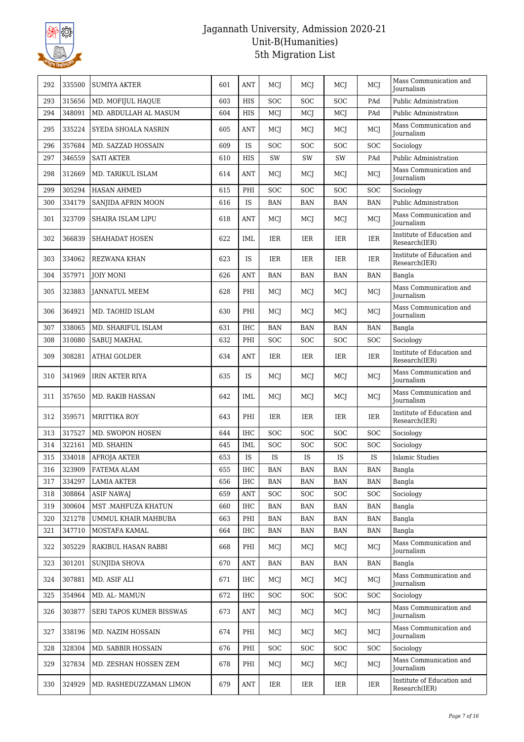# Jagannath University, Admission 2020-21
## Unit-B(Humanities)
## 5th Migration List

| | | | | | | | | | |
|---|---|---|---|---|---|---|---|---|---|
| 292 | 335500 | SUMIYA AKTER | 601 | ANT | MCJ | MCJ | MCJ | MCJ | Mass Communication and Journalism |
| 293 | 315656 | MD. MOFIJUL HAQUE | 603 | HIS | SOC | SOC | SOC | PAd | Public Administration |
| 294 | 348091 | MD. ABDULLAH AL MASUM | 604 | HIS | MCJ | MCJ | MCJ | PAd | Public Administration |
| 295 | 335224 | SYEDA SHOALA NASRIN | 605 | ANT | MCJ | MCJ | MCJ | MCJ | Mass Communication and Journalism |
| 296 | 357684 | MD. SAZZAD HOSSAIN | 609 | IS | SOC | SOC | SOC | SOC | Sociology |
| 297 | 346559 | SATI AKTER | 610 | HIS | SW | SW | SW | PAd | Public Administration |
| 298 | 312669 | MD. TARIKUL ISLAM | 614 | ANT | MCJ | MCJ | MCJ | MCJ | Mass Communication and Journalism |
| 299 | 305294 | HASAN AHMED | 615 | PHI | SOC | SOC | SOC | SOC | Sociology |
| 300 | 334179 | SANJIDA AFRIN MOON | 616 | IS | BAN | BAN | BAN | BAN | Public Administration |
| 301 | 323709 | SHAIRA ISLAM LIPU | 618 | ANT | MCJ | MCJ | MCJ | MCJ | Mass Communication and Journalism |
| 302 | 366839 | SHAHADAT HOSEN | 622 | IML | IER | IER | IER | IER | Institute of Education and Research(IER) |
| 303 | 334062 | REZWANA KHAN | 623 | IS | IER | IER | IER | IER | Institute of Education and Research(IER) |
| 304 | 357971 | JOIY MONI | 626 | ANT | BAN | BAN | BAN | BAN | Bangla |
| 305 | 323883 | JANNATUL MEEM | 628 | PHI | MCJ | MCJ | MCJ | MCJ | Mass Communication and Journalism |
| 306 | 364921 | MD. TAOHID ISLAM | 630 | PHI | MCJ | MCJ | MCJ | MCJ | Mass Communication and Journalism |
| 307 | 338065 | MD. SHARIFUL ISLAM | 631 | IHC | BAN | BAN | BAN | BAN | Bangla |
| 308 | 310080 | SABUJ MAKHAL | 632 | PHI | SOC | SOC | SOC | SOC | Sociology |
| 309 | 308281 | ATHAI GOLDER | 634 | ANT | IER | IER | IER | IER | Institute of Education and Research(IER) |
| 310 | 341969 | IRIN AKTER RIYA | 635 | IS | MCJ | MCJ | MCJ | MCJ | Mass Communication and Journalism |
| 311 | 357650 | MD. RAKIB HASSAN | 642 | IML | MCJ | MCJ | MCJ | MCJ | Mass Communication and Journalism |
| 312 | 359571 | MRITTIKA ROY | 643 | PHI | IER | IER | IER | IER | Institute of Education and Research(IER) |
| 313 | 317527 | MD. SWOPON HOSEN | 644 | IHC | SOC | SOC | SOC | SOC | Sociology |
| 314 | 322161 | MD. SHAHIN | 645 | IML | SOC | SOC | SOC | SOC | Sociology |
| 315 | 334018 | AFROJA AKTER | 653 | IS | IS | IS | IS | IS | Islamic Studies |
| 316 | 323909 | FATEMA ALAM | 655 | IHC | BAN | BAN | BAN | BAN | Bangla |
| 317 | 334297 | LAMIA AKTER | 656 | IHC | BAN | BAN | BAN | BAN | Bangla |
| 318 | 308864 | ASIF NAWAJ | 659 | ANT | SOC | SOC | SOC | SOC | Sociology |
| 319 | 300604 | MST .MAHFUZA KHATUN | 660 | IHC | BAN | BAN | BAN | BAN | Bangla |
| 320 | 321278 | UMMUL KHAIR MAHBUBA | 663 | PHI | BAN | BAN | BAN | BAN | Bangla |
| 321 | 347710 | MOSTAFA KAMAL | 664 | IHC | BAN | BAN | BAN | BAN | Bangla |
| 322 | 305229 | RAKIBUL HASAN RABBI | 668 | PHI | MCJ | MCJ | MCJ | MCJ | Mass Communication and Journalism |
| 323 | 301201 | SUNJIDA SHOVA | 670 | ANT | BAN | BAN | BAN | BAN | Bangla |
| 324 | 307881 | MD. ASIF ALI | 671 | IHC | MCJ | MCJ | MCJ | MCJ | Mass Communication and Journalism |
| 325 | 354964 | MD. AL- MAMUN | 672 | IHC | SOC | SOC | SOC | SOC | Sociology |
| 326 | 303877 | SERI TAPOS KUMER BISSWAS | 673 | ANT | MCJ | MCJ | MCJ | MCJ | Mass Communication and Journalism |
| 327 | 338196 | MD. NAZIM HOSSAIN | 674 | PHI | MCJ | MCJ | MCJ | MCJ | Mass Communication and Journalism |
| 328 | 328304 | MD. SABBIR HOSSAIN | 676 | PHI | SOC | SOC | SOC | SOC | Sociology |
| 329 | 327834 | MD. ZESHAN HOSSEN ZEM | 678 | PHI | MCJ | MCJ | MCJ | MCJ | Mass Communication and Journalism |
| 330 | 324929 | MD. RASHEDUZZAMAN LIMON | 679 | ANT | IER | IER | IER | IER | Institute of Education and Research(IER) |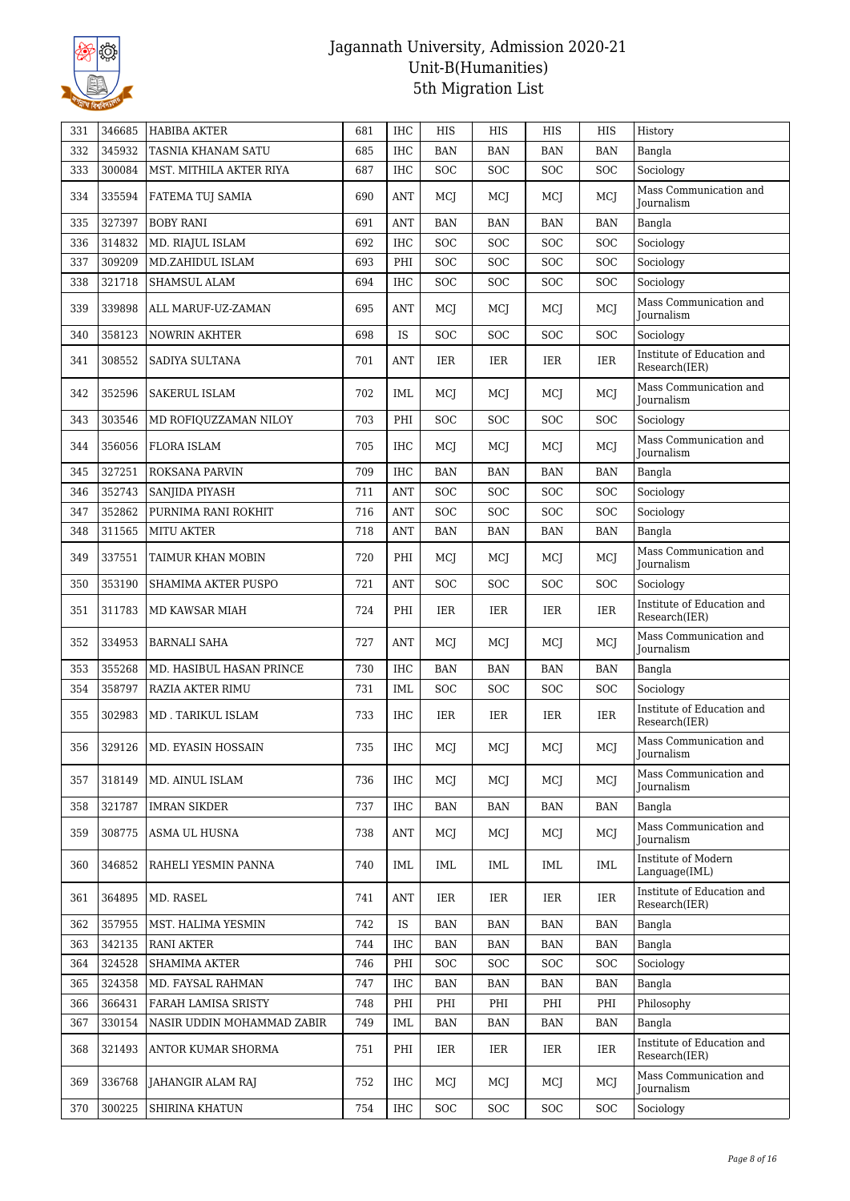# Jagannath University, Admission 2020-21
## Unit-B(Humanities)
## 5th Migration List

| | | | | | | | | | |
|---|---|---|---|---|---|---|---|---|---|
| 331 | 346685 | HABIBA AKTER | 681 | IHC | HIS | HIS | HIS | HIS | History |
| 332 | 345932 | TASNIA KHANAM SATU | 685 | IHC | BAN | BAN | BAN | BAN | Bangla |
| 333 | 300084 | MST. MITHILA AKTER RIYA | 687 | IHC | SOC | SOC | SOC | SOC | Sociology |
| 334 | 335594 | FATEMA TUJ SAMIA | 690 | ANT | MCJ | MCJ | MCJ | MCJ | Mass Communication and Journalism |
| 335 | 327397 | BOBY RANI | 691 | ANT | BAN | BAN | BAN | BAN | Bangla |
| 336 | 314832 | MD. RIAJUL ISLAM | 692 | IHC | SOC | SOC | SOC | SOC | Sociology |
| 337 | 309209 | MD.ZAHIDUL ISLAM | 693 | PHI | SOC | SOC | SOC | SOC | Sociology |
| 338 | 321718 | SHAMSUL ALAM | 694 | IHC | SOC | SOC | SOC | SOC | Sociology |
| 339 | 339898 | ALL MARUF-UZ-ZAMAN | 695 | ANT | MCJ | MCJ | MCJ | MCJ | Mass Communication and Journalism |
| 340 | 358123 | NOWRIN AKHTER | 698 | IS | SOC | SOC | SOC | SOC | Sociology |
| 341 | 308552 | SADIYA SULTANA | 701 | ANT | IER | IER | IER | IER | Institute of Education and Research(IER) |
| 342 | 352596 | SAKERUL ISLAM | 702 | IML | MCJ | MCJ | MCJ | MCJ | Mass Communication and Journalism |
| 343 | 303546 | MD ROFIQUZZAMAN NILOY | 703 | PHI | SOC | SOC | SOC | SOC | Sociology |
| 344 | 356056 | FLORA ISLAM | 705 | IHC | MCJ | MCJ | MCJ | MCJ | Mass Communication and Journalism |
| 345 | 327251 | ROKSANA PARVIN | 709 | IHC | BAN | BAN | BAN | BAN | Bangla |
| 346 | 352743 | SANJIDA PIYASH | 711 | ANT | SOC | SOC | SOC | SOC | Sociology |
| 347 | 352862 | PURNIMA RANI ROKHIT | 716 | ANT | SOC | SOC | SOC | SOC | Sociology |
| 348 | 311565 | MITU AKTER | 718 | ANT | BAN | BAN | BAN | BAN | Bangla |
| 349 | 337551 | TAIMUR KHAN MOBIN | 720 | PHI | MCJ | MCJ | MCJ | MCJ | Mass Communication and Journalism |
| 350 | 353190 | SHAMIMA AKTER PUSPO | 721 | ANT | SOC | SOC | SOC | SOC | Sociology |
| 351 | 311783 | MD KAWSAR MIAH | 724 | PHI | IER | IER | IER | IER | Institute of Education and Research(IER) |
| 352 | 334953 | BARNALI SAHA | 727 | ANT | MCJ | MCJ | MCJ | MCJ | Mass Communication and Journalism |
| 353 | 355268 | MD. HASIBUL HASAN PRINCE | 730 | IHC | BAN | BAN | BAN | BAN | Bangla |
| 354 | 358797 | RAZIA AKTER RIMU | 731 | IML | SOC | SOC | SOC | SOC | Sociology |
| 355 | 302983 | MD . TARIKUL ISLAM | 733 | IHC | IER | IER | IER | IER | Institute of Education and Research(IER) |
| 356 | 329126 | MD. EYASIN HOSSAIN | 735 | IHC | MCJ | MCJ | MCJ | MCJ | Mass Communication and Journalism |
| 357 | 318149 | MD. AINUL ISLAM | 736 | IHC | MCJ | MCJ | MCJ | MCJ | Mass Communication and Journalism |
| 358 | 321787 | IMRAN SIKDER | 737 | IHC | BAN | BAN | BAN | BAN | Bangla |
| 359 | 308775 | ASMA UL HUSNA | 738 | ANT | MCJ | MCJ | MCJ | MCJ | Mass Communication and Journalism |
| 360 | 346852 | RAHELI YESMIN PANNA | 740 | IML | IML | IML | IML | IML | Institute of Modern Language(IML) |
| 361 | 364895 | MD. RASEL | 741 | ANT | IER | IER | IER | IER | Institute of Education and Research(IER) |
| 362 | 357955 | MST. HALIMA YESMIN | 742 | IS | BAN | BAN | BAN | BAN | Bangla |
| 363 | 342135 | RANI AKTER | 744 | IHC | BAN | BAN | BAN | BAN | Bangla |
| 364 | 324528 | SHAMIMA AKTER | 746 | PHI | SOC | SOC | SOC | SOC | Sociology |
| 365 | 324358 | MD. FAYSAL RAHMAN | 747 | IHC | BAN | BAN | BAN | BAN | Bangla |
| 366 | 366431 | FARAH LAMISA SRISTY | 748 | PHI | PHI | PHI | PHI | PHI | Philosophy |
| 367 | 330154 | NASIR UDDIN MOHAMMAD ZABIR | 749 | IML | BAN | BAN | BAN | BAN | Bangla |
| 368 | 321493 | ANTOR KUMAR SHORMA | 751 | PHI | IER | IER | IER | IER | Institute of Education and Research(IER) |
| 369 | 336768 | JAHANGIR ALAM RAJ | 752 | IHC | MCJ | MCJ | MCJ | MCJ | Mass Communication and Journalism |
| 370 | 300225 | SHIRINA KHATUN | 754 | IHC | SOC | SOC | SOC | SOC | Sociology |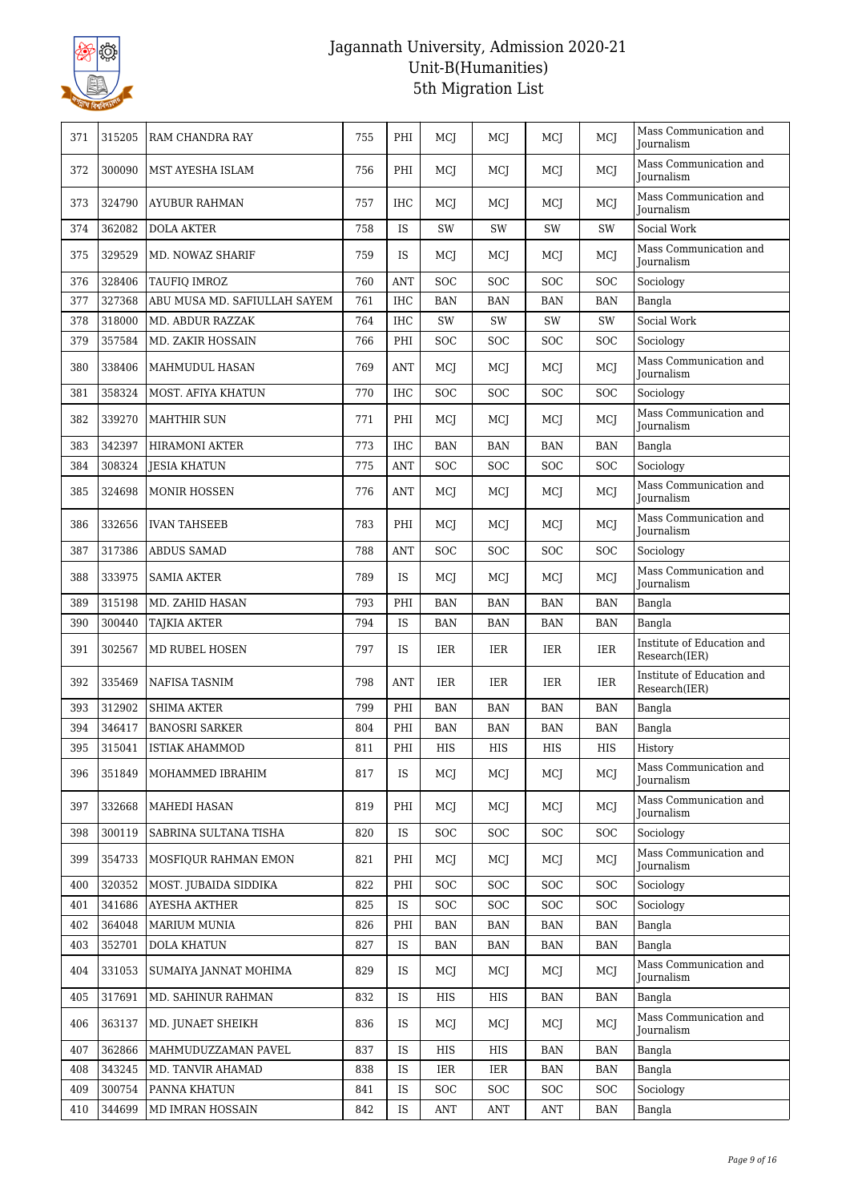| | | | | | | | | | |
|---|---|---|---|---|---|---|---|---|---|
| 371 | 315205 | RAM CHANDRA RAY | 755 | PHI | MCJ | MCJ | MCJ | MCJ | Mass Communication and Journalism |
| 372 | 300090 | MST AYESHA ISLAM | 756 | PHI | MCJ | MCJ | MCJ | MCJ | Mass Communication and Journalism |
| 373 | 324790 | AYUBUR RAHMAN | 757 | IHC | MCJ | MCJ | MCJ | MCJ | Mass Communication and Journalism |
| 374 | 362082 | DOLA AKTER | 758 | IS | SW | SW | SW | SW | Social Work |
| 375 | 329529 | MD. NOWAZ SHARIF | 759 | IS | MCJ | MCJ | MCJ | MCJ | Mass Communication and Journalism |
| 376 | 328406 | TAUFIQ IMROZ | 760 | ANT | SOC | SOC | SOC | SOC | Sociology |
| 377 | 327368 | ABU MUSA MD. SAFIULLAH SAYEM | 761 | IHC | BAN | BAN | BAN | BAN | Bangla |
| 378 | 318000 | MD. ABDUR RAZZAK | 764 | IHC | SW | SW | SW | SW | Social Work |
| 379 | 357584 | MD. ZAKIR HOSSAIN | 766 | PHI | SOC | SOC | SOC | SOC | Sociology |
| 380 | 338406 | MAHMUDUL HASAN | 769 | ANT | MCJ | MCJ | MCJ | MCJ | Mass Communication and Journalism |
| 381 | 358324 | MOST. AFIYA KHATUN | 770 | IHC | SOC | SOC | SOC | SOC | Sociology |
| 382 | 339270 | MAHTHIR SUN | 771 | PHI | MCJ | MCJ | MCJ | MCJ | Mass Communication and Journalism |
| 383 | 342397 | HIRAMONI AKTER | 773 | IHC | BAN | BAN | BAN | BAN | Bangla |
| 384 | 308324 | JESIA KHATUN | 775 | ANT | SOC | SOC | SOC | SOC | Sociology |
| 385 | 324698 | MONIR HOSSEN | 776 | ANT | MCJ | MCJ | MCJ | MCJ | Mass Communication and Journalism |
| 386 | 332656 | IVAN TAHSEEB | 783 | PHI | MCJ | MCJ | MCJ | MCJ | Mass Communication and Journalism |
| 387 | 317386 | ABDUS SAMAD | 788 | ANT | SOC | SOC | SOC | SOC | Sociology |
| 388 | 333975 | SAMIA AKTER | 789 | IS | MCJ | MCJ | MCJ | MCJ | Mass Communication and Journalism |
| 389 | 315198 | MD. ZAHID HASAN | 793 | PHI | BAN | BAN | BAN | BAN | Bangla |
| 390 | 300440 | TAJKIA AKTER | 794 | IS | BAN | BAN | BAN | BAN | Bangla |
| 391 | 302567 | MD RUBEL HOSEN | 797 | IS | IER | IER | IER | IER | Institute of Education and Research(IER) |
| 392 | 335469 | NAFISA TASNIM | 798 | ANT | IER | IER | IER | IER | Institute of Education and Research(IER) |
| 393 | 312902 | SHIMA AKTER | 799 | PHI | BAN | BAN | BAN | BAN | Bangla |
| 394 | 346417 | BANOSRI SARKER | 804 | PHI | BAN | BAN | BAN | BAN | Bangla |
| 395 | 315041 | ISTIAK AHAMMOD | 811 | PHI | HIS | HIS | HIS | HIS | History |
| 396 | 351849 | MOHAMMED IBRAHIM | 817 | IS | MCJ | MCJ | MCJ | MCJ | Mass Communication and Journalism |
| 397 | 332668 | MAHEDI HASAN | 819 | PHI | MCJ | MCJ | MCJ | MCJ | Mass Communication and Journalism |
| 398 | 300119 | SABRINA SULTANA TISHA | 820 | IS | SOC | SOC | SOC | SOC | Sociology |
| 399 | 354733 | MOSFIQUR RAHMAN EMON | 821 | PHI | MCJ | MCJ | MCJ | MCJ | Mass Communication and Journalism |
| 400 | 320352 | MOST. JUBAIDA SIDDIKA | 822 | PHI | SOC | SOC | SOC | SOC | Sociology |
| 401 | 341686 | AYESHA AKTHER | 825 | IS | SOC | SOC | SOC | SOC | Sociology |
| 402 | 364048 | MARIUM MUNIA | 826 | PHI | BAN | BAN | BAN | BAN | Bangla |
| 403 | 352701 | DOLA KHATUN | 827 | IS | BAN | BAN | BAN | BAN | Bangla |
| 404 | 331053 | SUMAIYA JANNAT MOHIMA | 829 | IS | MCJ | MCJ | MCJ | MCJ | Mass Communication and Journalism |
| 405 | 317691 | MD. SAHINUR RAHMAN | 832 | IS | HIS | HIS | BAN | BAN | Bangla |
| 406 | 363137 | MD. JUNAET SHEIKH | 836 | IS | MCJ | MCJ | MCJ | MCJ | Mass Communication and Journalism |
| 407 | 362866 | MAHMUDUZZAMAN PAVEL | 837 | IS | HIS | HIS | BAN | BAN | Bangla |
| 408 | 343245 | MD. TANVIR AHAMAD | 838 | IS | IER | IER | BAN | BAN | Bangla |
| 409 | 300754 | PANNA KHATUN | 841 | IS | SOC | SOC | SOC | SOC | Sociology |
| 410 | 344699 | MD IMRAN HOSSAIN | 842 | IS | ANT | ANT | ANT | BAN | Bangla |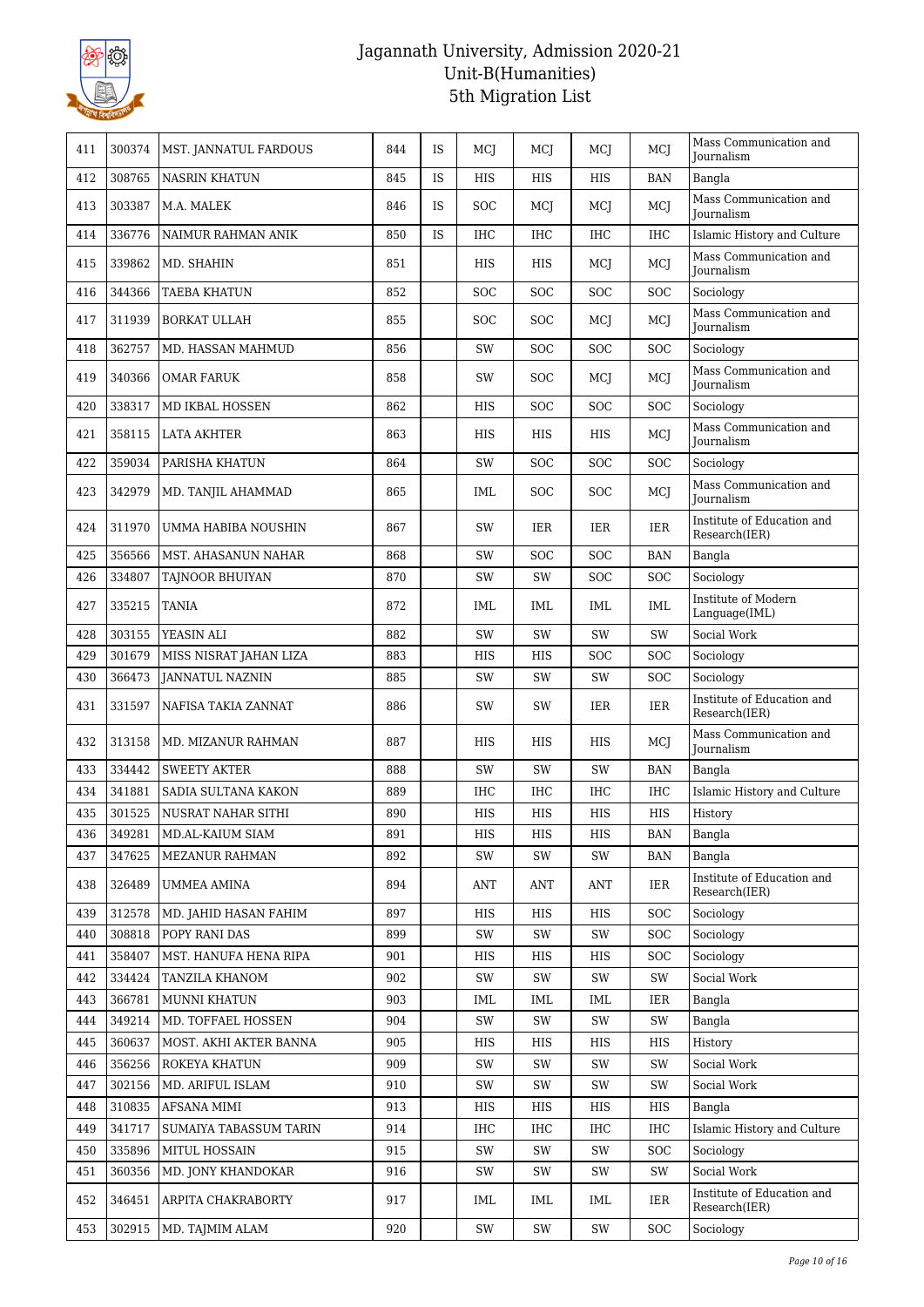# Jagannath University, Admission 2020-21
## Unit-B(Humanities)
## 5th Migration List

| 411 | 300374 | MST. JANNATUL FARDOUS | 844 | IS | MCJ | MCJ | MCJ | MCJ | Mass Communication and Journalism |
|---|---|---|---|---|---|---|---|---|---|
| 412 | 308765 | NASRIN KHATUN | 845 | IS | HIS | HIS | HIS | BAN | Bangla |
| 413 | 303387 | M.A. MALEK | 846 | IS | SOC | MCJ | MCJ | MCJ | Mass Communication and Journalism |
| 414 | 336776 | NAIMUR RAHMAN ANIK | 850 | IS | IHC | IHC | IHC | IHC | Islamic History and Culture |
| 415 | 339862 | MD. SHAHIN | 851 | | HIS | HIS | MCJ | MCJ | Mass Communication and Journalism |
| 416 | 344366 | TAEBA KHATUN | 852 | | SOC | SOC | SOC | SOC | Sociology |
| 417 | 311939 | BORKAT ULLAH | 855 | | SOC | SOC | MCJ | MCJ | Mass Communication and Journalism |
| 418 | 362757 | MD. HASSAN MAHMUD | 856 | | SW | SOC | SOC | SOC | Sociology |
| 419 | 340366 | OMAR FARUK | 858 | | SW | SOC | MCJ | MCJ | Mass Communication and Journalism |
| 420 | 338317 | MD IKBAL HOSSEN | 862 | | HIS | SOC | SOC | SOC | Sociology |
| 421 | 358115 | LATA AKHTER | 863 | | HIS | HIS | HIS | MCJ | Mass Communication and Journalism |
| 422 | 359034 | PARISHA KHATUN | 864 | | SW | SOC | SOC | SOC | Sociology |
| 423 | 342979 | MD. TANJIL AHAMMAD | 865 | | IML | SOC | SOC | MCJ | Mass Communication and Journalism |
| 424 | 311970 | UMMA HABIBA NOUSHIN | 867 | | SW | IER | IER | IER | Institute of Education and Research(IER) |
| 425 | 356566 | MST. AHASANUN NAHAR | 868 | | SW | SOC | SOC | BAN | Bangla |
| 426 | 334807 | TAJNOOR BHUIYAN | 870 | | SW | SW | SOC | SOC | Sociology |
| 427 | 335215 | TANIA | 872 | | IML | IML | IML | IML | Institute of Modern Language(IML) |
| 428 | 303155 | YEASIN ALI | 882 | | SW | SW | SW | SW | Social Work |
| 429 | 301679 | MISS NISRAT JAHAN LIZA | 883 | | HIS | HIS | SOC | SOC | Sociology |
| 430 | 366473 | JANNATUL NAZNIN | 885 | | SW | SW | SW | SOC | Sociology |
| 431 | 331597 | NAFISA TAKIA ZANNAT | 886 | | SW | SW | IER | IER | Institute of Education and Research(IER) |
| 432 | 313158 | MD. MIZANUR RAHMAN | 887 | | HIS | HIS | HIS | MCJ | Mass Communication and Journalism |
| 433 | 334442 | SWEETY AKTER | 888 | | SW | SW | SW | BAN | Bangla |
| 434 | 341881 | SADIA SULTANA KAKON | 889 | | IHC | IHC | IHC | IHC | Islamic History and Culture |
| 435 | 301525 | NUSRAT NAHAR SITHI | 890 | | HIS | HIS | HIS | HIS | History |
| 436 | 349281 | MD.AL-KAIUM SIAM | 891 | | HIS | HIS | HIS | BAN | Bangla |
| 437 | 347625 | MEZANUR RAHMAN | 892 | | SW | SW | SW | BAN | Bangla |
| 438 | 326489 | UMMEA AMINA | 894 | | ANT | ANT | ANT | IER | Institute of Education and Research(IER) |
| 439 | 312578 | MD. JAHID HASAN FAHIM | 897 | | HIS | HIS | HIS | SOC | Sociology |
| 440 | 308818 | POPY RANI DAS | 899 | | SW | SW | SW | SOC | Sociology |
| 441 | 358407 | MST. HANUFA HENA RIPA | 901 | | HIS | HIS | HIS | SOC | Sociology |
| 442 | 334424 | TANZILA KHANOM | 902 | | SW | SW | SW | SW | Social Work |
| 443 | 366781 | MUNNI KHATUN | 903 | | IML | IML | IML | IER | Bangla |
| 444 | 349214 | MD. TOFFAEL HOSSEN | 904 | | SW | SW | SW | SW | Bangla |
| 445 | 360637 | MOST. AKHI AKTER BANNA | 905 | | HIS | HIS | HIS | HIS | History |
| 446 | 356256 | ROKEYA KHATUN | 909 | | SW | SW | SW | SW | Social Work |
| 447 | 302156 | MD. ARIFUL ISLAM | 910 | | SW | SW | SW | SW | Social Work |
| 448 | 310835 | AFSANA MIMI | 913 | | HIS | HIS | HIS | HIS | Bangla |
| 449 | 341717 | SUMAIYA TABASSUM TARIN | 914 | | IHC | IHC | IHC | IHC | Islamic History and Culture |
| 450 | 335896 | MITUL HOSSAIN | 915 | | SW | SW | SW | SOC | Sociology |
| 451 | 360356 | MD. JONY KHANDOKAR | 916 | | SW | SW | SW | SW | Social Work |
| 452 | 346451 | ARPITA CHAKRABORTY | 917 | | IML | IML | IML | IER | Institute of Education and Research(IER) |
| 453 | 302915 | MD. TAJMIM ALAM | 920 | | SW | SW | SW | SOC | Sociology |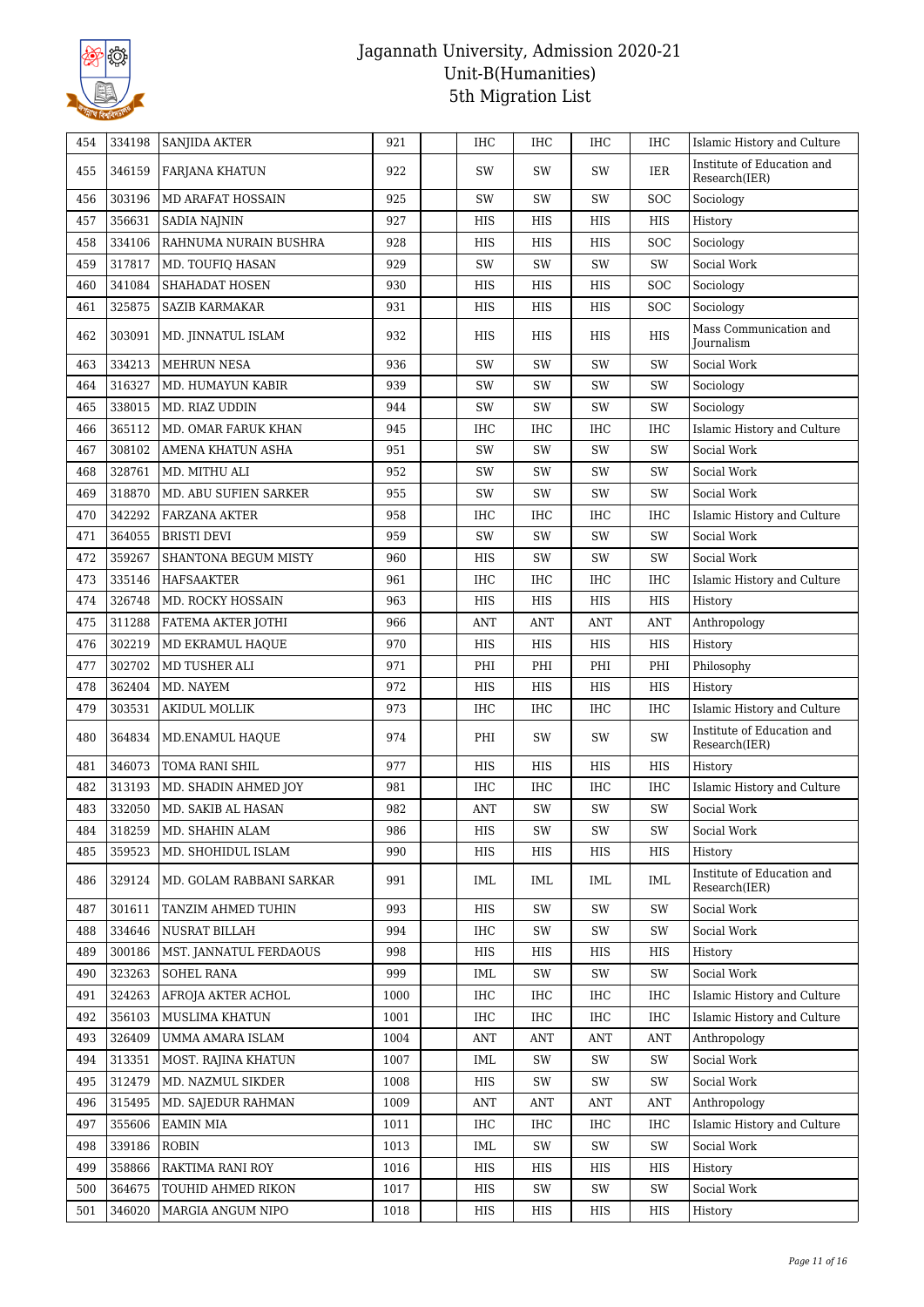# Jagannath University, Admission 2020-21
## Unit-B(Humanities)
## 5th Migration List

| | | | | | | | | | |
|---|---|---|---|---|---|---|---|---|---|
| 454 | 334198 | SANJIDA AKTER | 921 | | IHC | IHC | IHC | IHC | Islamic History and Culture |
| 455 | 346159 | FARJANA KHATUN | 922 | | SW | SW | SW | IER | Institute of Education and Research(IER) |
| 456 | 303196 | MD ARAFAT HOSSAIN | 925 | | SW | SW | SW | SOC | Sociology |
| 457 | 356631 | SADIA NAJNIN | 927 | | HIS | HIS | HIS | HIS | History |
| 458 | 334106 | RAHNUMA NURAIN BUSHRA | 928 | | HIS | HIS | HIS | SOC | Sociology |
| 459 | 317817 | MD. TOUFIQ HASAN | 929 | | SW | SW | SW | SW | Social Work |
| 460 | 341084 | SHAHADAT HOSEN | 930 | | HIS | HIS | HIS | SOC | Sociology |
| 461 | 325875 | SAZIB KARMAKAR | 931 | | HIS | HIS | HIS | SOC | Sociology |
| 462 | 303091 | MD. JINNATUL ISLAM | 932 | | HIS | HIS | HIS | HIS | Mass Communication and Journalism |
| 463 | 334213 | MEHRUN NESA | 936 | | SW | SW | SW | SW | Social Work |
| 464 | 316327 | MD. HUMAYUN KABIR | 939 | | SW | SW | SW | SW | Sociology |
| 465 | 338015 | MD. RIAZ UDDIN | 944 | | SW | SW | SW | SW | Sociology |
| 466 | 365112 | MD. OMAR FARUK KHAN | 945 | | IHC | IHC | IHC | IHC | Islamic History and Culture |
| 467 | 308102 | AMENA KHATUN ASHA | 951 | | SW | SW | SW | SW | Social Work |
| 468 | 328761 | MD. MITHU ALI | 952 | | SW | SW | SW | SW | Social Work |
| 469 | 318870 | MD. ABU SUFIEN SARKER | 955 | | SW | SW | SW | SW | Social Work |
| 470 | 342292 | FARZANA AKTER | 958 | | IHC | IHC | IHC | IHC | Islamic History and Culture |
| 471 | 364055 | BRISTI DEVI | 959 | | SW | SW | SW | SW | Social Work |
| 472 | 359267 | SHANTONA BEGUM MISTY | 960 | | HIS | SW | SW | SW | Social Work |
| 473 | 335146 | HAFSAAKTER | 961 | | IHC | IHC | IHC | IHC | Islamic History and Culture |
| 474 | 326748 | MD. ROCKY HOSSAIN | 963 | | HIS | HIS | HIS | HIS | History |
| 475 | 311288 | FATEMA AKTER JOTHI | 966 | | ANT | ANT | ANT | ANT | Anthropology |
| 476 | 302219 | MD EKRAMUL HAQUE | 970 | | HIS | HIS | HIS | HIS | History |
| 477 | 302702 | MD TUSHER ALI | 971 | | PHI | PHI | PHI | PHI | Philosophy |
| 478 | 362404 | MD. NAYEM | 972 | | HIS | HIS | HIS | HIS | History |
| 479 | 303531 | AKIDUL MOLLIK | 973 | | IHC | IHC | IHC | IHC | Islamic History and Culture |
| 480 | 364834 | MD.ENAMUL HAQUE | 974 | | PHI | SW | SW | SW | Institute of Education and Research(IER) |
| 481 | 346073 | TOMA RANI SHIL | 977 | | HIS | HIS | HIS | HIS | History |
| 482 | 313193 | MD. SHADIN AHMED JOY | 981 | | IHC | IHC | IHC | IHC | Islamic History and Culture |
| 483 | 332050 | MD. SAKIB AL HASAN | 982 | | ANT | SW | SW | SW | Social Work |
| 484 | 318259 | MD. SHAHIN ALAM | 986 | | HIS | SW | SW | SW | Social Work |
| 485 | 359523 | MD. SHOHIDUL ISLAM | 990 | | HIS | HIS | HIS | HIS | History |
| 486 | 329124 | MD. GOLAM RABBANI SARKAR | 991 | | IML | IML | IML | IML | Institute of Education and Research(IER) |
| 487 | 301611 | TANZIM AHMED TUHIN | 993 | | HIS | SW | SW | SW | Social Work |
| 488 | 334646 | NUSRAT BILLAH | 994 | | IHC | SW | SW | SW | Social Work |
| 489 | 300186 | MST. JANNATUL FERDAOUS | 998 | | HIS | HIS | HIS | HIS | History |
| 490 | 323263 | SOHEL RANA | 999 | | IML | SW | SW | SW | Social Work |
| 491 | 324263 | AFROJA AKTER ACHOL | 1000 | | IHC | IHC | IHC | IHC | Islamic History and Culture |
| 492 | 356103 | MUSLIMA KHATUN | 1001 | | IHC | IHC | IHC | IHC | Islamic History and Culture |
| 493 | 326409 | UMMA AMARA ISLAM | 1004 | | ANT | ANT | ANT | ANT | Anthropology |
| 494 | 313351 | MOST. RAJINA KHATUN | 1007 | | IML | SW | SW | SW | Social Work |
| 495 | 312479 | MD. NAZMUL SIKDER | 1008 | | HIS | SW | SW | SW | Social Work |
| 496 | 315495 | MD. SAJEDUR RAHMAN | 1009 | | ANT | ANT | ANT | ANT | Anthropology |
| 497 | 355606 | EAMIN MIA | 1011 | | IHC | IHC | IHC | IHC | Islamic History and Culture |
| 498 | 339186 | ROBIN | 1013 | | IML | SW | SW | SW | Social Work |
| 499 | 358866 | RAKTIMA RANI ROY | 1016 | | HIS | HIS | HIS | HIS | History |
| 500 | 364675 | TOUHID AHMED RIKON | 1017 | | HIS | SW | SW | SW | Social Work |
| 501 | 346020 | MARGIA ANGUM NIPO | 1018 | | HIS | HIS | HIS | HIS | History |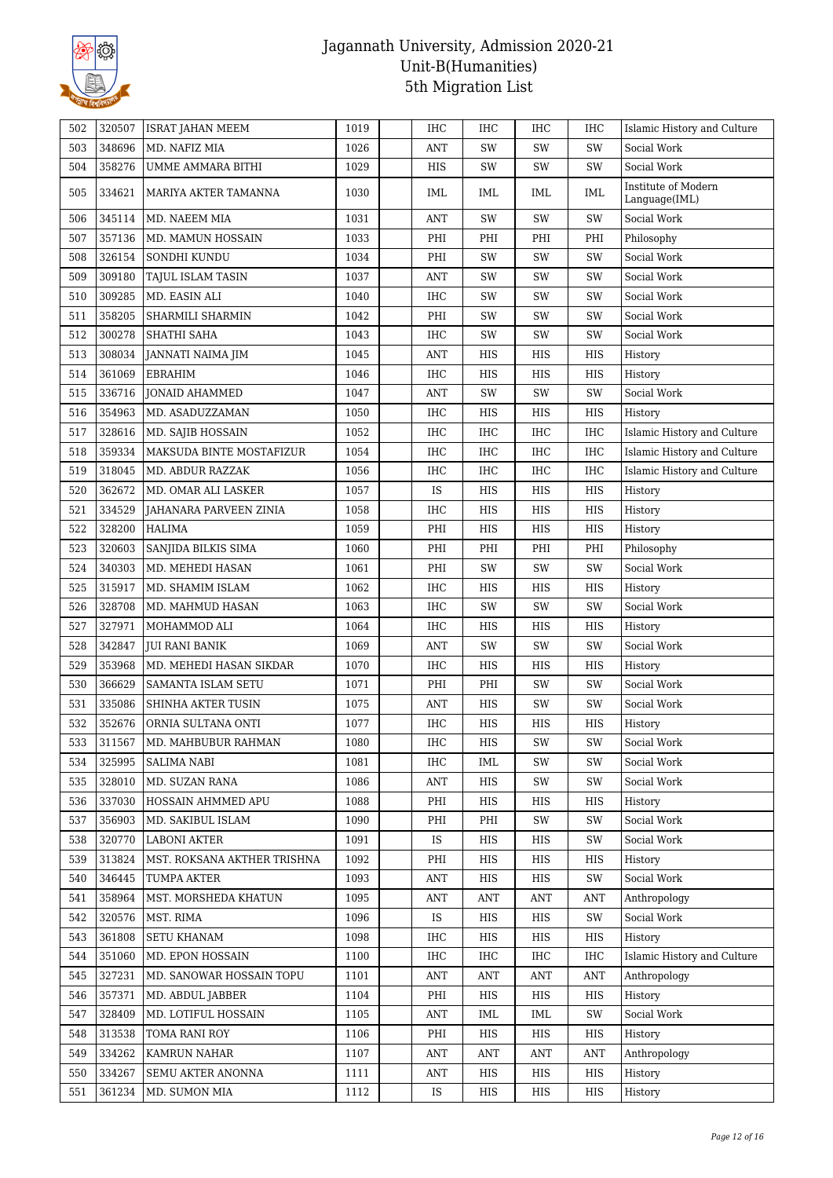| 502 | 320507 | ISRAT JAHAN MEEM | 1019 | | IHC | IHC | IHC | IHC | Islamic History and Culture |
|---|---|---|---|---|---|---|---|---|---|
| 503 | 348696 | MD. NAFIZ MIA | 1026 | | ANT | SW | SW | SW | Social Work |
| 504 | 358276 | UMME AMMARA BITHI | 1029 | | HIS | SW | SW | SW | Social Work |
| 505 | 334621 | MARIYA AKTER TAMANNA | 1030 | | IML | IML | IML | IML | Institute of Modern Language(IML) |
| 506 | 345114 | MD. NAEEM MIA | 1031 | | ANT | SW | SW | SW | Social Work |
| 507 | 357136 | MD. MAMUN HOSSAIN | 1033 | | PHI | PHI | PHI | PHI | Philosophy |
| 508 | 326154 | SONDHI KUNDU | 1034 | | PHI | SW | SW | SW | Social Work |
| 509 | 309180 | TAJUL ISLAM TASIN | 1037 | | ANT | SW | SW | SW | Social Work |
| 510 | 309285 | MD. EASIN ALI | 1040 | | IHC | SW | SW | SW | Social Work |
| 511 | 358205 | SHARMILI SHARMIN | 1042 | | PHI | SW | SW | SW | Social Work |
| 512 | 300278 | SHATHI SAHA | 1043 | | IHC | SW | SW | SW | Social Work |
| 513 | 308034 | JANNATI NAIMA JIM | 1045 | | ANT | HIS | HIS | HIS | History |
| 514 | 361069 | EBRAHIM | 1046 | | IHC | HIS | HIS | HIS | History |
| 515 | 336716 | JONAID AHAMMED | 1047 | | ANT | SW | SW | SW | Social Work |
| 516 | 354963 | MD. ASADUZZAMAN | 1050 | | IHC | HIS | HIS | HIS | History |
| 517 | 328616 | MD. SAJIB HOSSAIN | 1052 | | IHC | IHC | IHC | IHC | Islamic History and Culture |
| 518 | 359334 | MAKSUDA BINTE MOSTAFIZUR | 1054 | | IHC | IHC | IHC | IHC | Islamic History and Culture |
| 519 | 318045 | MD. ABDUR RAZZAK | 1056 | | IHC | IHC | IHC | IHC | Islamic History and Culture |
| 520 | 362672 | MD. OMAR ALI LASKER | 1057 | | IS | HIS | HIS | HIS | History |
| 521 | 334529 | JAHANARA PARVEEN ZINIA | 1058 | | IHC | HIS | HIS | HIS | History |
| 522 | 328200 | HALIMA | 1059 | | PHI | HIS | HIS | HIS | History |
| 523 | 320603 | SANJIDA BILKIS SIMA | 1060 | | PHI | PHI | PHI | PHI | Philosophy |
| 524 | 340303 | MD. MEHEDI HASAN | 1061 | | PHI | SW | SW | SW | Social Work |
| 525 | 315917 | MD. SHAMIM ISLAM | 1062 | | IHC | HIS | HIS | HIS | History |
| 526 | 328708 | MD. MAHMUD HASAN | 1063 | | IHC | SW | SW | SW | Social Work |
| 527 | 327971 | MOHAMMOD ALI | 1064 | | IHC | HIS | HIS | HIS | History |
| 528 | 342847 | JUI RANI BANIK | 1069 | | ANT | SW | SW | SW | Social Work |
| 529 | 353968 | MD. MEHEDI HASAN SIKDAR | 1070 | | IHC | HIS | HIS | HIS | History |
| 530 | 366629 | SAMANTA ISLAM SETU | 1071 | | PHI | PHI | SW | SW | Social Work |
| 531 | 335086 | SHINHA AKTER TUSIN | 1075 | | ANT | HIS | SW | SW | Social Work |
| 532 | 352676 | ORNIA SULTANA ONTI | 1077 | | IHC | HIS | HIS | HIS | History |
| 533 | 311567 | MD. MAHBUBUR RAHMAN | 1080 | | IHC | HIS | SW | SW | Social Work |
| 534 | 325995 | SALIMA NABI | 1081 | | IHC | IML | SW | SW | Social Work |
| 535 | 328010 | MD. SUZAN RANA | 1086 | | ANT | HIS | SW | SW | Social Work |
| 536 | 337030 | HOSSAIN AHMMED APU | 1088 | | PHI | HIS | HIS | HIS | History |
| 537 | 356903 | MD. SAKIBUL ISLAM | 1090 | | PHI | PHI | SW | SW | Social Work |
| 538 | 320770 | LABONI AKTER | 1091 | | IS | HIS | HIS | SW | Social Work |
| 539 | 313824 | MST. ROKSANA AKTHER TRISHNA | 1092 | | PHI | HIS | HIS | HIS | History |
| 540 | 346445 | TUMPA AKTER | 1093 | | ANT | HIS | HIS | SW | Social Work |
| 541 | 358964 | MST. MORSHEDA KHATUN | 1095 | | ANT | ANT | ANT | ANT | Anthropology |
| 542 | 320576 | MST. RIMA | 1096 | | IS | HIS | HIS | SW | Social Work |
| 543 | 361808 | SETU KHANAM | 1098 | | IHC | HIS | HIS | HIS | History |
| 544 | 351060 | MD. EPON HOSSAIN | 1100 | | IHC | IHC | IHC | IHC | Islamic History and Culture |
| 545 | 327231 | MD. SANOWAR HOSSAIN TOPU | 1101 | | ANT | ANT | ANT | ANT | Anthropology |
| 546 | 357371 | MD. ABDUL JABBER | 1104 | | PHI | HIS | HIS | HIS | History |
| 547 | 328409 | MD. LOTIFUL HOSSAIN | 1105 | | ANT | IML | IML | SW | Social Work |
| 548 | 313538 | TOMA RANI ROY | 1106 | | PHI | HIS | HIS | HIS | History |
| 549 | 334262 | KAMRUN NAHAR | 1107 | | ANT | ANT | ANT | ANT | Anthropology |
| 550 | 334267 | SEMU AKTER ANONNA | 1111 | | ANT | HIS | HIS | HIS | History |
| 551 | 361234 | MD. SUMON MIA | 1112 | | IS | HIS | HIS | HIS | History |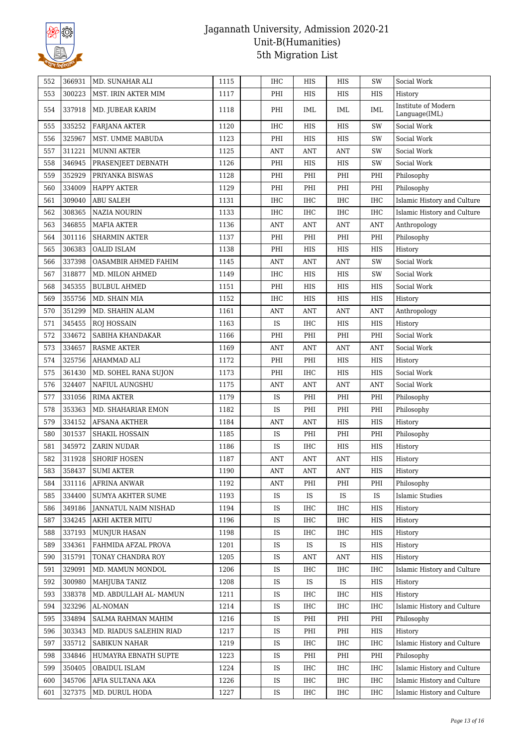# Jagannath University, Admission 2020-21
## Unit-B(Humanities)
## 5th Migration List

| | | | | | | | | | |
|---|---|---|---|---|---|---|---|---|---|
| 552 | 366931 | MD. SUNAHAR ALI | 1115 | | IHC | HIS | HIS | SW | Social Work |
| 553 | 300223 | MST. IRIN AKTER MIM | 1117 | | PHI | HIS | HIS | HIS | History |
| 554 | 337918 | MD. JUBEAR KARIM | 1118 | | PHI | IML | IML | IML | Institute of Modern Language(IML) |
| 555 | 335252 | FARJANA AKTER | 1120 | | IHC | HIS | HIS | SW | Social Work |
| 556 | 325967 | MST. UMME MABUDA | 1123 | | PHI | HIS | HIS | SW | Social Work |
| 557 | 311221 | MUNNI AKTER | 1125 | | ANT | ANT | ANT | SW | Social Work |
| 558 | 346945 | PRASENJEET DEBNATH | 1126 | | PHI | HIS | HIS | SW | Social Work |
| 559 | 352929 | PRIYANKA BISWAS | 1128 | | PHI | PHI | PHI | PHI | Philosophy |
| 560 | 334009 | HAPPY AKTER | 1129 | | PHI | PHI | PHI | PHI | Philosophy |
| 561 | 309040 | ABU SALEH | 1131 | | IHC | IHC | IHC | IHC | Islamic History and Culture |
| 562 | 308365 | NAZIA NOURIN | 1133 | | IHC | IHC | IHC | IHC | Islamic History and Culture |
| 563 | 346855 | MAFIA AKTER | 1136 | | ANT | ANT | ANT | ANT | Anthropology |
| 564 | 301116 | SHARMIN AKTER | 1137 | | PHI | PHI | PHI | PHI | Philosophy |
| 565 | 306383 | OALID ISLAM | 1138 | | PHI | HIS | HIS | HIS | History |
| 566 | 337398 | OASAMBIR AHMED FAHIM | 1145 | | ANT | ANT | ANT | SW | Social Work |
| 567 | 318877 | MD. MILON AHMED | 1149 | | IHC | HIS | HIS | SW | Social Work |
| 568 | 345355 | BULBUL AHMED | 1151 | | PHI | HIS | HIS | HIS | Social Work |
| 569 | 355756 | MD. SHAIN MIA | 1152 | | IHC | HIS | HIS | HIS | History |
| 570 | 351299 | MD. SHAHIN ALAM | 1161 | | ANT | ANT | ANT | ANT | Anthropology |
| 571 | 345455 | ROJ HOSSAIN | 1163 | | IS | IHC | HIS | HIS | History |
| 572 | 334672 | SABIHA KHANDAKAR | 1166 | | PHI | PHI | PHI | PHI | Social Work |
| 573 | 334657 | RASME AKTER | 1169 | | ANT | ANT | ANT | ANT | Social Work |
| 574 | 325756 | AHAMMAD ALI | 1172 | | PHI | PHI | HIS | HIS | History |
| 575 | 361430 | MD. SOHEL RANA SUJON | 1173 | | PHI | IHC | HIS | HIS | Social Work |
| 576 | 324407 | NAFIUL AUNGSHU | 1175 | | ANT | ANT | ANT | ANT | Social Work |
| 577 | 331056 | RIMA AKTER | 1179 | | IS | PHI | PHI | PHI | Philosophy |
| 578 | 353363 | MD. SHAHARIAR EMON | 1182 | | IS | PHI | PHI | PHI | Philosophy |
| 579 | 334152 | AFSANA AKTHER | 1184 | | ANT | ANT | HIS | HIS | History |
| 580 | 301537 | SHAKIL HOSSAIN | 1185 | | IS | PHI | PHI | PHI | Philosophy |
| 581 | 345972 | ZARIN NUDAR | 1186 | | IS | IHC | HIS | HIS | History |
| 582 | 311928 | SHORIF HOSEN | 1187 | | ANT | ANT | ANT | HIS | History |
| 583 | 358437 | SUMI AKTER | 1190 | | ANT | ANT | ANT | HIS | History |
| 584 | 331116 | AFRINA ANWAR | 1192 | | ANT | PHI | PHI | PHI | Philosophy |
| 585 | 334400 | SUMYA AKHTER SUME | 1193 | | IS | IS | IS | IS | Islamic Studies |
| 586 | 349186 | JANNATUL NAIM NISHAD | 1194 | | IS | IHC | IHC | HIS | History |
| 587 | 334245 | AKHI AKTER MITU | 1196 | | IS | IHC | IHC | HIS | History |
| 588 | 337193 | MUNJUR HASAN | 1198 | | IS | IHC | IHC | HIS | History |
| 589 | 334361 | FAHMIDA AFZAL PROVA | 1201 | | IS | IS | IS | HIS | History |
| 590 | 315791 | TONAY CHANDRA ROY | 1205 | | IS | ANT | ANT | HIS | History |
| 591 | 329091 | MD. MAMUN MONDOL | 1206 | | IS | IHC | IHC | IHC | Islamic History and Culture |
| 592 | 300980 | MAHJUBA TANIZ | 1208 | | IS | IS | IS | HIS | History |
| 593 | 338378 | MD. ABDULLAH AL- MAMUN | 1211 | | IS | IHC | IHC | HIS | History |
| 594 | 323296 | AL-NOMAN | 1214 | | IS | IHC | IHC | IHC | Islamic History and Culture |
| 595 | 334894 | SALMA RAHMAN MAHIM | 1216 | | IS | PHI | PHI | PHI | Philosophy |
| 596 | 303343 | MD. RIADUS SALEHIN RIAD | 1217 | | IS | PHI | PHI | HIS | History |
| 597 | 335712 | SABIKUN NAHAR | 1219 | | IS | IHC | IHC | IHC | Islamic History and Culture |
| 598 | 334846 | HUMAYRA EBNATH SUPTE | 1223 | | IS | PHI | PHI | PHI | Philosophy |
| 599 | 350405 | OBAIDUL ISLAM | 1224 | | IS | IHC | IHC | IHC | Islamic History and Culture |
| 600 | 345706 | AFIA SULTANA AKA | 1226 | | IS | IHC | IHC | IHC | Islamic History and Culture |
| 601 | 327375 | MD. DURUL HODA | 1227 | | IS | IHC | IHC | IHC | Islamic History and Culture |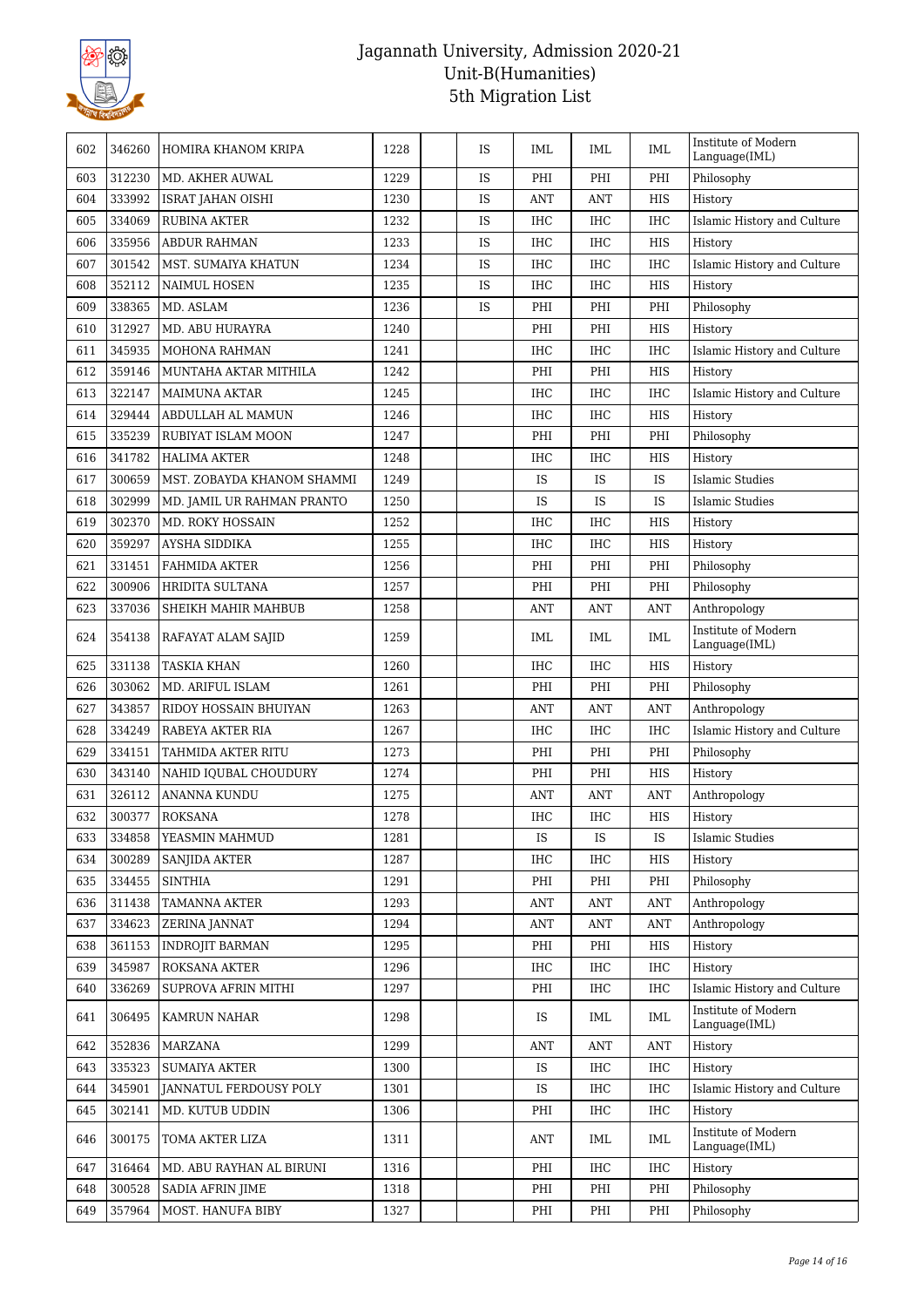# Jagannath University, Admission 2020-21
## Unit-B(Humanities)
## 5th Migration List

| | | | | | | | | | |
|---|---|---|---|---|---|---|---|---|---|
| 602 | 346260 | HOMIRA KHANOM KRIPA | 1228 | | IS | IML | IML | IML | Institute of Modern Language(IML) |
| 603 | 312230 | MD. AKHER AUWAL | 1229 | | IS | PHI | PHI | PHI | Philosophy |
| 604 | 333992 | ISRAT JAHAN OISHI | 1230 | | IS | ANT | ANT | HIS | History |
| 605 | 334069 | RUBINA AKTER | 1232 | | IS | IHC | IHC | IHC | Islamic History and Culture |
| 606 | 335956 | ABDUR RAHMAN | 1233 | | IS | IHC | IHC | HIS | History |
| 607 | 301542 | MST. SUMAIYA KHATUN | 1234 | | IS | IHC | IHC | IHC | Islamic History and Culture |
| 608 | 352112 | NAIMUL HOSEN | 1235 | | IS | IHC | IHC | HIS | History |
| 609 | 338365 | MD. ASLAM | 1236 | | IS | PHI | PHI | PHI | Philosophy |
| 610 | 312927 | MD. ABU HURAYRA | 1240 | | | PHI | PHI | HIS | History |
| 611 | 345935 | MOHONA RAHMAN | 1241 | | | IHC | IHC | IHC | Islamic History and Culture |
| 612 | 359146 | MUNTAHA AKTAR MITHILA | 1242 | | | PHI | PHI | HIS | History |
| 613 | 322147 | MAIMUNA AKTAR | 1245 | | | IHC | IHC | IHC | Islamic History and Culture |
| 614 | 329444 | ABDULLAH AL MAMUN | 1246 | | | IHC | IHC | HIS | History |
| 615 | 335239 | RUBIYAT ISLAM MOON | 1247 | | | PHI | PHI | PHI | Philosophy |
| 616 | 341782 | HALIMA AKTER | 1248 | | | IHC | IHC | HIS | History |
| 617 | 300659 | MST. ZOBAYDA KHANOM SHAMMI | 1249 | | | IS | IS | IS | Islamic Studies |
| 618 | 302999 | MD. JAMIL UR RAHMAN PRANTO | 1250 | | | IS | IS | IS | Islamic Studies |
| 619 | 302370 | MD. ROKY HOSSAIN | 1252 | | | IHC | IHC | HIS | History |
| 620 | 359297 | AYSHA SIDDIKA | 1255 | | | IHC | IHC | HIS | History |
| 621 | 331451 | FAHMIDA AKTER | 1256 | | | PHI | PHI | PHI | Philosophy |
| 622 | 300906 | HRIDITA SULTANA | 1257 | | | PHI | PHI | PHI | Philosophy |
| 623 | 337036 | SHEIKH MAHIR MAHBUB | 1258 | | | ANT | ANT | ANT | Anthropology |
| 624 | 354138 | RAFAYAT ALAM SAJID | 1259 | | | IML | IML | IML | Institute of Modern Language(IML) |
| 625 | 331138 | TASKIA KHAN | 1260 | | | IHC | IHC | HIS | History |
| 626 | 303062 | MD. ARIFUL ISLAM | 1261 | | | PHI | PHI | PHI | Philosophy |
| 627 | 343857 | RIDOY HOSSAIN BHUIYAN | 1263 | | | ANT | ANT | ANT | Anthropology |
| 628 | 334249 | RABEYA AKTER RIA | 1267 | | | IHC | IHC | IHC | Islamic History and Culture |
| 629 | 334151 | TAHMIDA AKTER RITU | 1273 | | | PHI | PHI | PHI | Philosophy |
| 630 | 343140 | NAHID IQUBAL CHOUDURY | 1274 | | | PHI | PHI | HIS | History |
| 631 | 326112 | ANANNA KUNDU | 1275 | | | ANT | ANT | ANT | Anthropology |
| 632 | 300377 | ROKSANA | 1278 | | | IHC | IHC | HIS | History |
| 633 | 334858 | YEASMIN MAHMUD | 1281 | | | IS | IS | IS | Islamic Studies |
| 634 | 300289 | SANJIDA AKTER | 1287 | | | IHC | IHC | HIS | History |
| 635 | 334455 | SINTHIA | 1291 | | | PHI | PHI | PHI | Philosophy |
| 636 | 311438 | TAMANNA AKTER | 1293 | | | ANT | ANT | ANT | Anthropology |
| 637 | 334623 | ZERINA JANNAT | 1294 | | | ANT | ANT | ANT | Anthropology |
| 638 | 361153 | INDROJIT BARMAN | 1295 | | | PHI | PHI | HIS | History |
| 639 | 345987 | ROKSANA AKTER | 1296 | | | IHC | IHC | IHC | History |
| 640 | 336269 | SUPROVA AFRIN MITHI | 1297 | | | PHI | IHC | IHC | Islamic History and Culture |
| 641 | 306495 | KAMRUN NAHAR | 1298 | | | IS | IML | IML | Institute of Modern Language(IML) |
| 642 | 352836 | MARZANA | 1299 | | | ANT | ANT | ANT | History |
| 643 | 335323 | SUMAIYA AKTER | 1300 | | | IS | IHC | IHC | History |
| 644 | 345901 | JANNATUL FERDOUSY POLY | 1301 | | | IS | IHC | IHC | Islamic History and Culture |
| 645 | 302141 | MD. KUTUB UDDIN | 1306 | | | PHI | IHC | IHC | History |
| 646 | 300175 | TOMA AKTER LIZA | 1311 | | | ANT | IML | IML | Institute of Modern Language(IML) |
| 647 | 316464 | MD. ABU RAYHAN AL BIRUNI | 1316 | | | PHI | IHC | IHC | History |
| 648 | 300528 | SADIA AFRIN JIME | 1318 | | | PHI | PHI | PHI | Philosophy |
| 649 | 357964 | MOST. HANUFA BIBY | 1327 | | | PHI | PHI | PHI | Philosophy |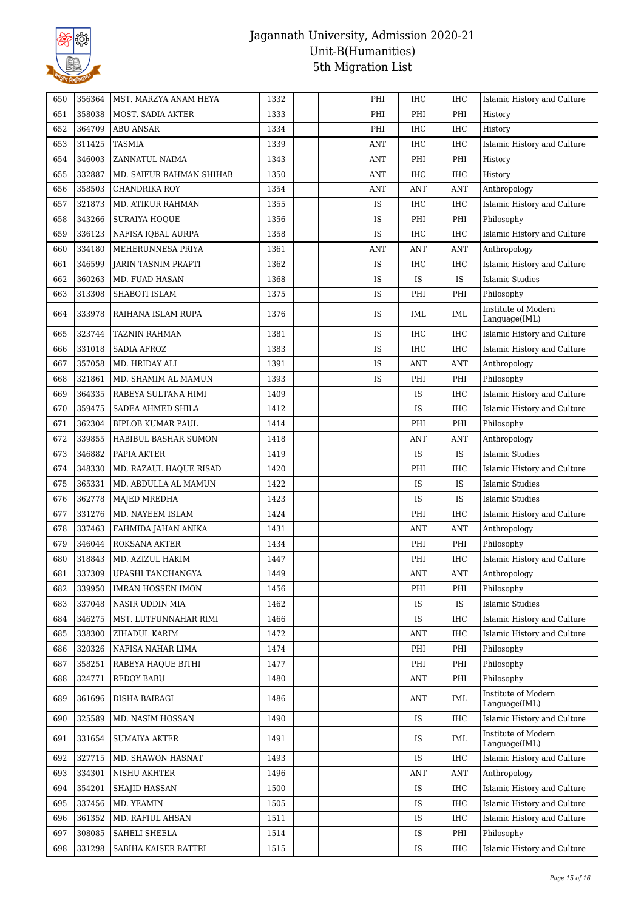| | | | | | | | | | |
|---|---|---|---|---|---|---|---|---|---|
| 650 | 356364 | MST. MARZYA ANAM HEYA | 1332 | | | PHI | IHC | IHC | Islamic History and Culture |
| 651 | 358038 | MOST. SADIA AKTER | 1333 | | | PHI | PHI | PHI | History |
| 652 | 364709 | ABU ANSAR | 1334 | | | PHI | IHC | IHC | History |
| 653 | 311425 | TASMIA | 1339 | | | ANT | IHC | IHC | Islamic History and Culture |
| 654 | 346003 | ZANNATUL NAIMA | 1343 | | | ANT | PHI | PHI | History |
| 655 | 332887 | MD. SAIFUR RAHMAN SHIHAB | 1350 | | | ANT | IHC | IHC | History |
| 656 | 358503 | CHANDRIKA ROY | 1354 | | | ANT | ANT | ANT | Anthropology |
| 657 | 321873 | MD. ATIKUR RAHMAN | 1355 | | | IS | IHC | IHC | Islamic History and Culture |
| 658 | 343266 | SURAIYA HOQUE | 1356 | | | IS | PHI | PHI | Philosophy |
| 659 | 336123 | NAFISA IQBAL AURPA | 1358 | | | IS | IHC | IHC | Islamic History and Culture |
| 660 | 334180 | MEHERUNNESA PRIYA | 1361 | | | ANT | ANT | ANT | Anthropology |
| 661 | 346599 | JARIN TASNIM PRAPTI | 1362 | | | IS | IHC | IHC | Islamic History and Culture |
| 662 | 360263 | MD. FUAD HASAN | 1368 | | | IS | IS | IS | Islamic Studies |
| 663 | 313308 | SHABOTI ISLAM | 1375 | | | IS | PHI | PHI | Philosophy |
| 664 | 333978 | RAIHANA ISLAM RUPA | 1376 | | | IS | IML | IML | Institute of Modern Language(IML) |
| 665 | 323744 | TAZNIN RAHMAN | 1381 | | | IS | IHC | IHC | Islamic History and Culture |
| 666 | 331018 | SADIA AFROZ | 1383 | | | IS | IHC | IHC | Islamic History and Culture |
| 667 | 357058 | MD. HRIDAY ALI | 1391 | | | IS | ANT | ANT | Anthropology |
| 668 | 321861 | MD. SHAMIM AL MAMUN | 1393 | | | IS | PHI | PHI | Philosophy |
| 669 | 364335 | RABEYA SULTANA HIMI | 1409 | | | | IS | IHC | Islamic History and Culture |
| 670 | 359475 | SADEA AHMED SHILA | 1412 | | | | IS | IHC | Islamic History and Culture |
| 671 | 362304 | BIPLOB KUMAR PAUL | 1414 | | | | PHI | PHI | Philosophy |
| 672 | 339855 | HABIBUL BASHAR SUMON | 1418 | | | | ANT | ANT | Anthropology |
| 673 | 346882 | PAPIA AKTER | 1419 | | | | IS | IS | Islamic Studies |
| 674 | 348330 | MD. RAZAUL HAQUE RISAD | 1420 | | | | PHI | IHC | Islamic History and Culture |
| 675 | 365331 | MD. ABDULLA AL MAMUN | 1422 | | | | IS | IS | Islamic Studies |
| 676 | 362778 | MAJED MREDHA | 1423 | | | | IS | IS | Islamic Studies |
| 677 | 331276 | MD. NAYEEM ISLAM | 1424 | | | | PHI | IHC | Islamic History and Culture |
| 678 | 337463 | FAHMIDA JAHAN ANIKA | 1431 | | | | ANT | ANT | Anthropology |
| 679 | 346044 | ROKSANA AKTER | 1434 | | | | PHI | PHI | Philosophy |
| 680 | 318843 | MD. AZIZUL HAKIM | 1447 | | | | PHI | IHC | Islamic History and Culture |
| 681 | 337309 | UPASHI TANCHANGYA | 1449 | | | | ANT | ANT | Anthropology |
| 682 | 339950 | IMRAN HOSSEN IMON | 1456 | | | | PHI | PHI | Philosophy |
| 683 | 337048 | NASIR UDDIN MIA | 1462 | | | | IS | IS | Islamic Studies |
| 684 | 346275 | MST. LUTFUNNAHAR RIMI | 1466 | | | | IS | IHC | Islamic History and Culture |
| 685 | 338300 | ZIHADUL KARIM | 1472 | | | | ANT | IHC | Islamic History and Culture |
| 686 | 320326 | NAFISA NAHAR LIMA | 1474 | | | | PHI | PHI | Philosophy |
| 687 | 358251 | RABEYA HAQUE BITHI | 1477 | | | | PHI | PHI | Philosophy |
| 688 | 324771 | REDOY BABU | 1480 | | | | ANT | PHI | Philosophy |
| 689 | 361696 | DISHA BAIRAGI | 1486 | | | | ANT | IML | Institute of Modern Language(IML) |
| 690 | 325589 | MD. NASIM HOSSAN | 1490 | | | | IS | IHC | Islamic History and Culture |
| 691 | 331654 | SUMAIYA AKTER | 1491 | | | | IS | IML | Institute of Modern Language(IML) |
| 692 | 327715 | MD. SHAWON HASNAT | 1493 | | | | IS | IHC | Islamic History and Culture |
| 693 | 334301 | NISHU AKHTER | 1496 | | | | ANT | ANT | Anthropology |
| 694 | 354201 | SHAJID HASSAN | 1500 | | | | IS | IHC | Islamic History and Culture |
| 695 | 337456 | MD. YEAMIN | 1505 | | | | IS | IHC | Islamic History and Culture |
| 696 | 361352 | MD. RAFIUL AHSAN | 1511 | | | | IS | IHC | Islamic History and Culture |
| 697 | 308085 | SAHELI SHEELA | 1514 | | | | IS | PHI | Philosophy |
| 698 | 331298 | SABIHA KAISER RATTRI | 1515 | | | | IS | IHC | Islamic History and Culture |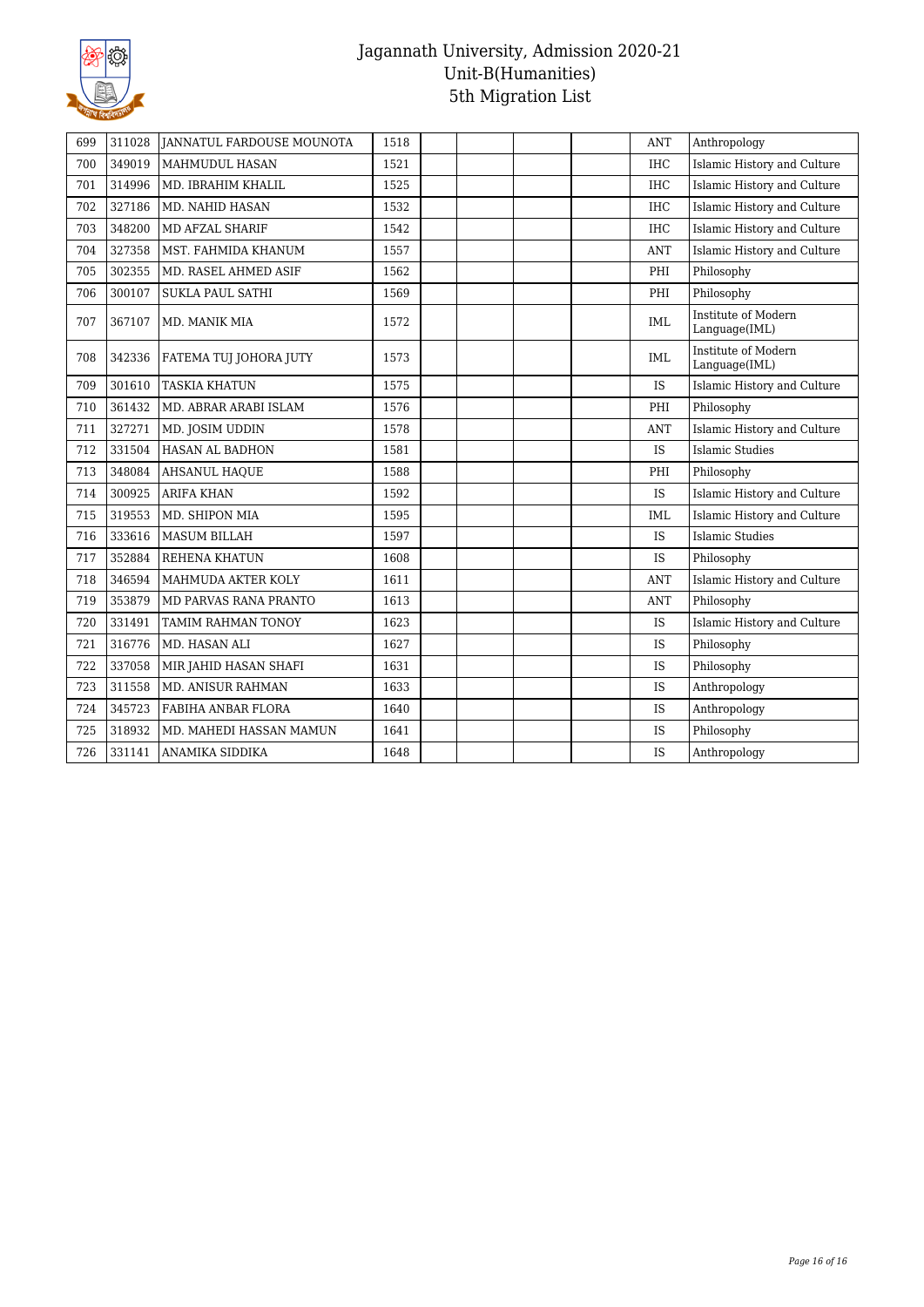# Jagannath University, Admission 2020-21
## Unit-B(Humanities)
## 5th Migration List

| | | | | | | | | | |
|---|---|---|---|---|---|---|---|---|---|
| 699 | 311028 | JANNATUL FARDOUSE MOUNOTA | 1518 | | | | | ANT | Anthropology |
| 700 | 349019 | MAHMUDUL HASAN | 1521 | | | | | IHC | Islamic History and Culture |
| 701 | 314996 | MD. IBRAHIM KHALIL | 1525 | | | | | IHC | Islamic History and Culture |
| 702 | 327186 | MD. NAHID HASAN | 1532 | | | | | IHC | Islamic History and Culture |
| 703 | 348200 | MD AFZAL SHARIF | 1542 | | | | | IHC | Islamic History and Culture |
| 704 | 327358 | MST. FAHMIDA KHANUM | 1557 | | | | | ANT | Islamic History and Culture |
| 705 | 302355 | MD. RASEL AHMED ASIF | 1562 | | | | | PHI | Philosophy |
| 706 | 300107 | SUKLA PAUL SATHI | 1569 | | | | | PHI | Philosophy |
| 707 | 367107 | MD. MANIK MIA | 1572 | | | | | IML | Institute of Modern Language(IML) |
| 708 | 342336 | FATEMA TUJ JOHORA JUTY | 1573 | | | | | IML | Institute of Modern Language(IML) |
| 709 | 301610 | TASKIA KHATUN | 1575 | | | | | IS | Islamic History and Culture |
| 710 | 361432 | MD. ABRAR ARABI ISLAM | 1576 | | | | | PHI | Philosophy |
| 711 | 327271 | MD. JOSIM UDDIN | 1578 | | | | | ANT | Islamic History and Culture |
| 712 | 331504 | HASAN AL BADHON | 1581 | | | | | IS | Islamic Studies |
| 713 | 348084 | AHSANUL HAQUE | 1588 | | | | | PHI | Philosophy |
| 714 | 300925 | ARIFA KHAN | 1592 | | | | | IS | Islamic History and Culture |
| 715 | 319553 | MD. SHIPON MIA | 1595 | | | | | IML | Islamic History and Culture |
| 716 | 333616 | MASUM BILLAH | 1597 | | | | | IS | Islamic Studies |
| 717 | 352884 | REHENA KHATUN | 1608 | | | | | IS | Philosophy |
| 718 | 346594 | MAHMUDA AKTER KOLY | 1611 | | | | | ANT | Islamic History and Culture |
| 719 | 353879 | MD PARVAS RANA PRANTO | 1613 | | | | | ANT | Philosophy |
| 720 | 331491 | TAMIM RAHMAN TONOY | 1623 | | | | | IS | Islamic History and Culture |
| 721 | 316776 | MD. HASAN ALI | 1627 | | | | | IS | Philosophy |
| 722 | 337058 | MIR JAHID HASAN SHAFI | 1631 | | | | | IS | Philosophy |
| 723 | 311558 | MD. ANISUR RAHMAN | 1633 | | | | | IS | Anthropology |
| 724 | 345723 | FABIHA ANBAR FLORA | 1640 | | | | | IS | Anthropology |
| 725 | 318932 | MD. MAHEDI HASSAN MAMUN | 1641 | | | | | IS | Philosophy |
| 726 | 331141 | ANAMIKA SIDDIKA | 1648 | | | | | IS | Anthropology |